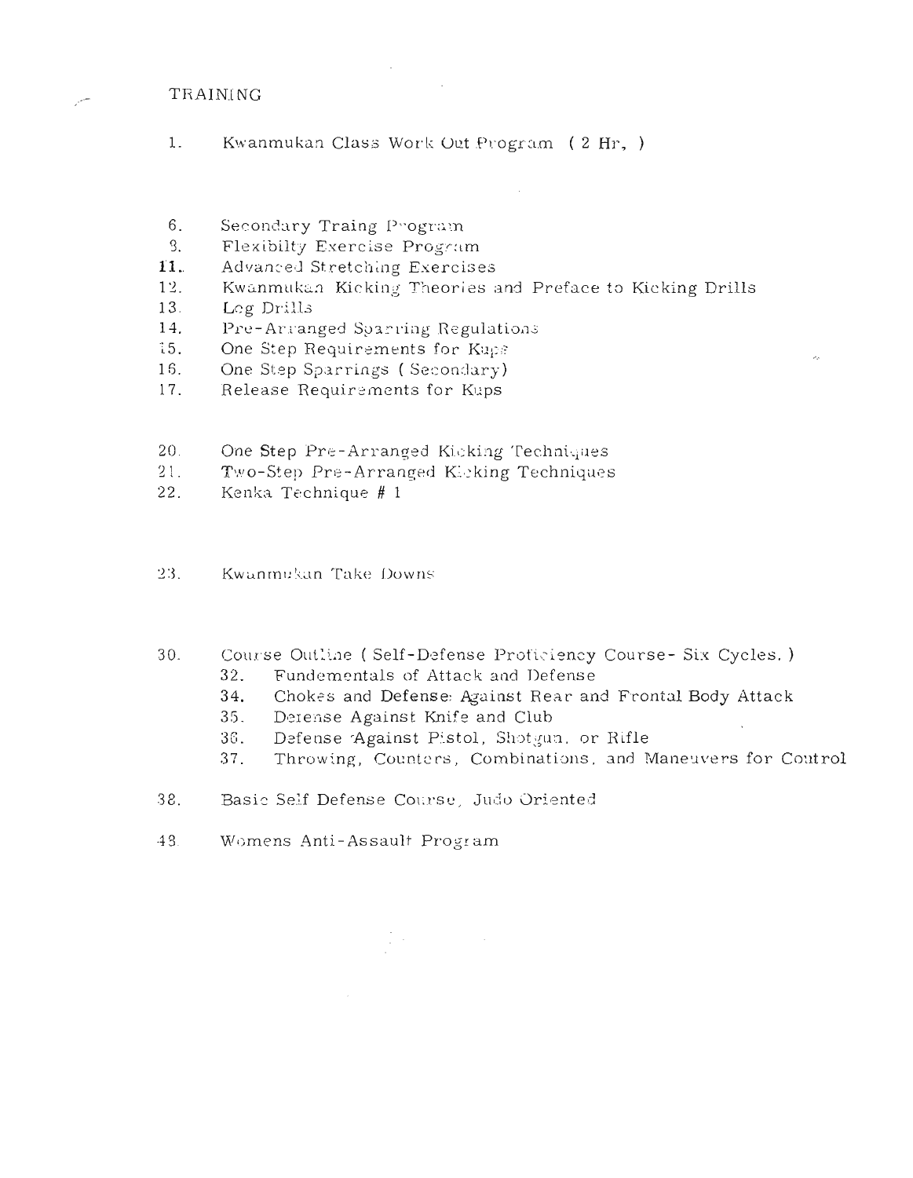TRAINING

1. Kwanmukan Class Work Out Program ( 2 Hr, )

6. Secondary Traing Program
9. Flexibilty Exercise Program
11. Advanced Stretching Exercises
12. Kwanmukan Kicking Theories and Preface to Kicking Drills
13. Leg Drills
14. Pre-Arranged Sparring Regulations
15. One Step Requirements for Kups
16. One Step Sparrings ( Secondary)
17. Release Requirements for Kups

20. One Step Pre-Arranged Kicking Techniques
21. Two-Step Pre-Arranged Kicking Techniques
22. Kenka Technique # 1

23. Kwanmukan Take Downs

30. Course Outline ( Self-Defense Proficiency Course- Six Cycles. )
    32. Fundementals of Attack and Defense
    34. Chokes and Defense Against Rear and Frontal Body Attack
    35. Defense Against Knife and Club
    36. Defense Against Pistol, Shotgun, or Rifle
    37. Throwing, Counters, Combinations, and Maneuvers for Control

38. Basic Self Defense Course, Judo Oriented

43. Womens Anti-Assault Program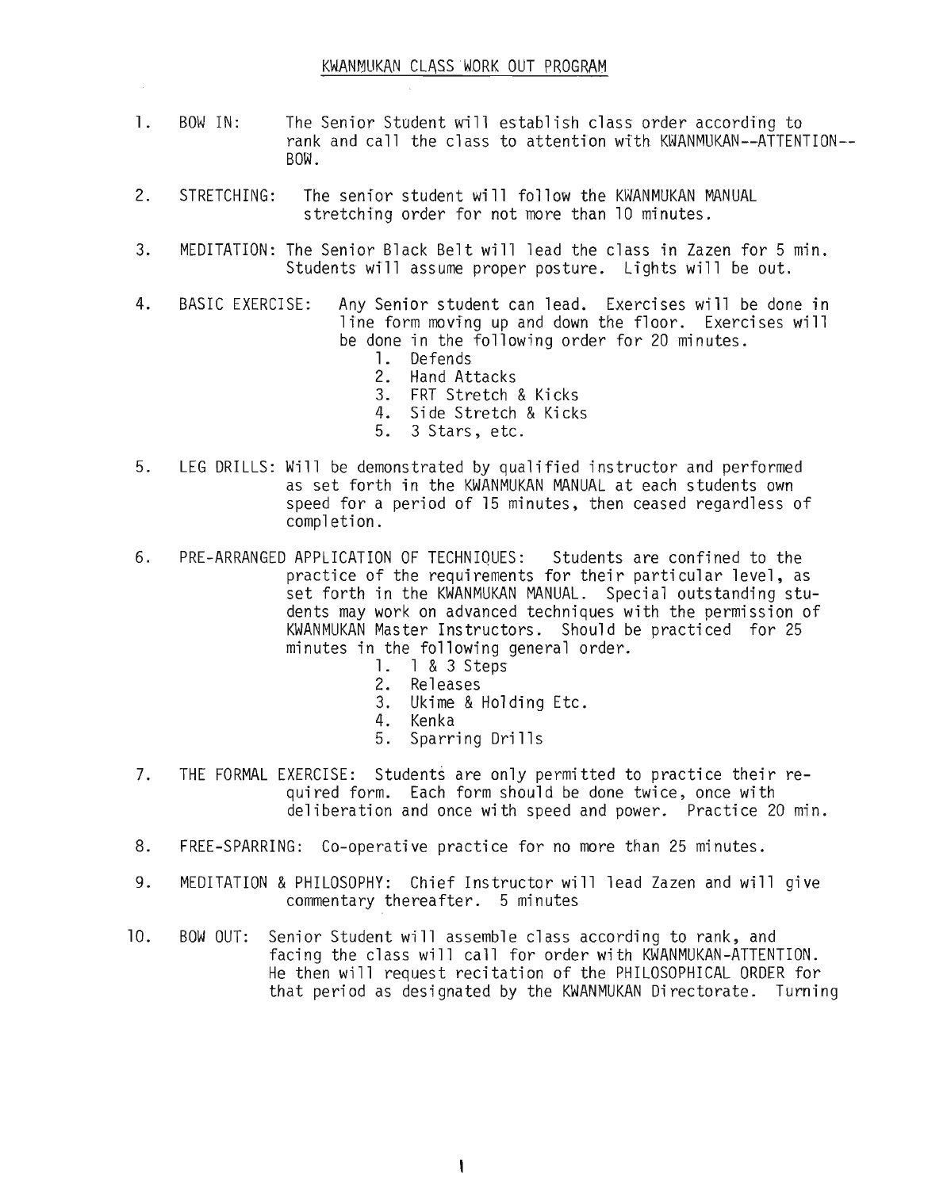# KWANMUKAN CLASS WORK OUT PROGRAM

1. BOW IN: The Senior Student will establish class order according to rank and call the class to attention with KWANMUKAN--ATTENTION--BOW.

2. STRETCHING: The senior student will follow the KWANMUKAN MANUAL stretching order for not more than 10 minutes.

3. MEDITATION: The Senior Black Belt will lead the class in Zazen for 5 min. Students will assume proper posture. Lights will be out.

4. BASIC EXERCISE: Any Senior student can lead. Exercises will be done in line form moving up and down the floor. Exercises will be done in the following order for 20 minutes.
   1. Defends
   2. Hand Attacks
   3. FRT Stretch & Kicks
   4. Side Stretch & Kicks
   5. 3 Stars, etc.

5. LEG DRILLS: Will be demonstrated by qualified instructor and performed as set forth in the KWANMUKAN MANUAL at each students own speed for a period of 15 minutes, then ceased regardless of completion.

6. PRE-ARRANGED APPLICATION OF TECHNIQUES: Students are confined to the practice of the requirements for their particular level, as set forth in the KWANMUKAN MANUAL. Special outstanding students may work on advanced techniques with the permission of KWANMUKAN Master Instructors. Should be practiced for 25 minutes in the following general order.
   1. 1 & 3 Steps
   2. Releases
   3. Ukime & Holding Etc.
   4. Kenka
   5. Sparring Drills

7. THE FORMAL EXERCISE: Students are only permitted to practice their required form. Each form should be done twice, once with deliberation and once with speed and power. Practice 20 min.

8. FREE-SPARRING: Co-operative practice for no more than 25 minutes.

9. MEDITATION & PHILOSOPHY: Chief Instructor will lead Zazen and will give commentary thereafter. 5 minutes

10. BOW OUT: Senior Student will assemble class according to rank, and facing the class will call for order with KWANMUKAN-ATTENTION. He then will request recitation of the PHILOSOPHICAL ORDER for that period as designated by the KWANMUKAN Directorate. Turning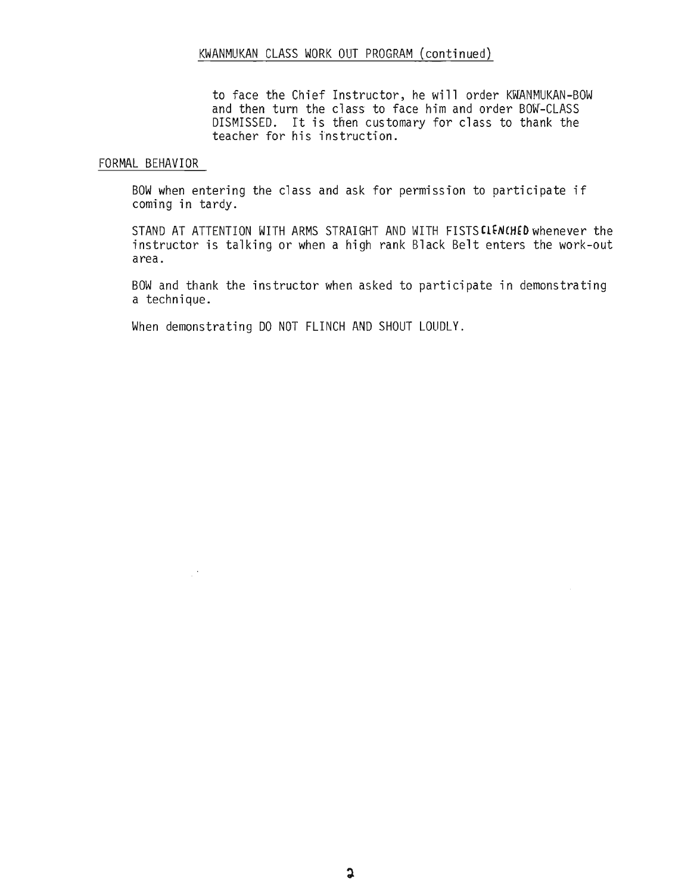to face the Chief Instructor, he will order KWANMUKAN-BOW and then turn the class to face him and order BOW-CLASS DISMISSED. It is then customary for class to thank the teacher for his instruction.

## FORMAL BEHAVIOR

BOW when entering the class and ask for permission to participate if coming in tardy.

STAND AT ATTENTION WITH ARMS STRAIGHT AND WITH FISTS CLENCHED whenever the instructor is talking or when a high rank Black Belt enters the work-out area.

BOW and thank the instructor when asked to participate in demonstrating a technique.

When demonstrating DO NOT FLINCH AND SHOUT LOUDLY.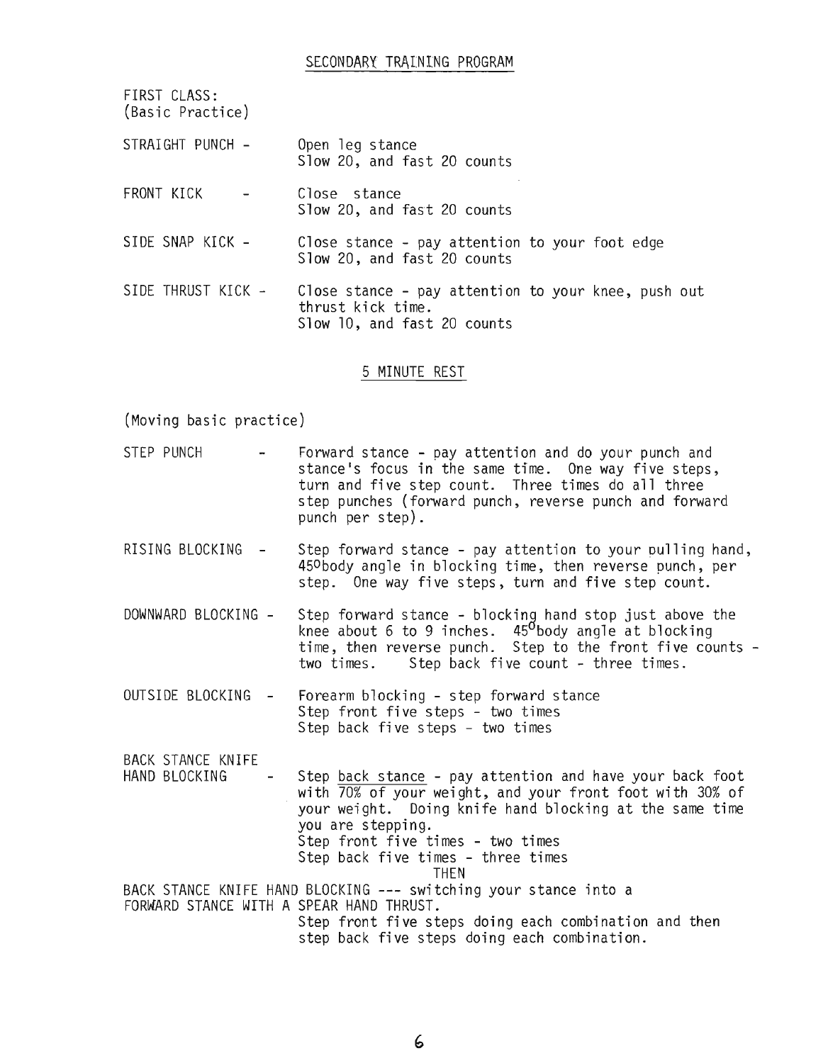## SECONDARY TRAINING PROGRAM

FIRST CLASS:
(Basic Practice)

STRAIGHT PUNCH - Open leg stance
Slow 20, and fast 20 counts

FRONT KICK - Close stance
Slow 20, and fast 20 counts

SIDE SNAP KICK - Close stance - pay attention to your foot edge
Slow 20, and fast 20 counts

SIDE THRUST KICK - Close stance - pay attention to your knee, push out thrust kick time.
Slow 10, and fast 20 counts

5 MINUTE REST

(Moving basic practice)

STEP PUNCH - Forward stance - pay attention and do your punch and stance's focus in the same time. One way five steps, turn and five step count. Three times do all three step punches (forward punch, reverse punch and forward punch per step).

RISING BLOCKING - Step forward stance - pay attention to your pulling hand, 45° body angle in blocking time, then reverse punch, per step. One way five steps, turn and five step count.

DOWNWARD BLOCKING - Step forward stance - blocking hand stop just above the knee about 6 to 9 inches. 45° body angle at blocking time, then reverse punch. Step to the front five counts - two times. Step back five count - three times.

OUTSIDE BLOCKING - Forearm blocking - step forward stance
Step front five steps - two times
Step back five steps - two times

BACK STANCE KNIFE HAND BLOCKING - Step back stance - pay attention and have your back foot with 70% of your weight, and your front foot with 30% of your weight. Doing knife hand blocking at the same time you are stepping.
Step front five times - two times
Step back five times - three times
THEN

BACK STANCE KNIFE HAND BLOCKING --- switching your stance into a FORWARD STANCE WITH A SPEAR HAND THRUST.
Step front five steps doing each combination and then step back five steps doing each combination.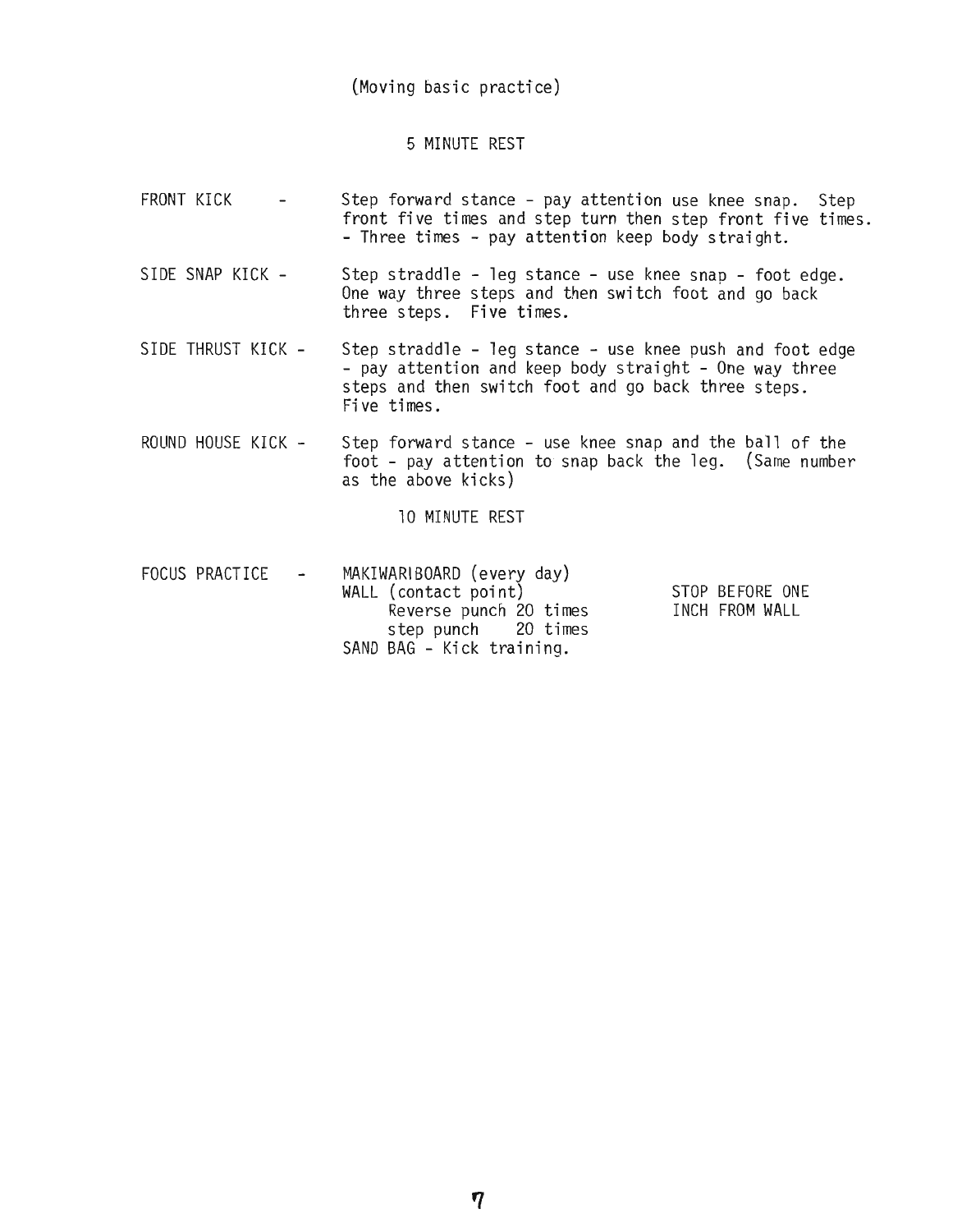(Moving basic practice)

5 MINUTE REST

| | |
|---|---|
| FRONT KICK - | Step forward stance - pay attention use knee snap. Step front five times and step turn then step front five times. - Three times - pay attention keep body straight. |
| SIDE SNAP KICK - | Step straddle - leg stance - use knee snap - foot edge. One way three steps and then switch foot and go back three steps. Five times. |
| SIDE THRUST KICK - | Step straddle - leg stance - use knee push and foot edge - pay attention and keep body straight - One way three steps and then switch foot and go back three steps. Five times. |
| ROUND HOUSE KICK - | Step forward stance - use knee snap and the ball of the foot - pay attention to snap back the leg. (Same number as the above kicks) |

10 MINUTE REST

FOCUS PRACTICE - MAKIWARIBOARD (every day)

WALL (contact point) — STOP BEFORE ONE INCH FROM WALL

- Reverse punch 20 times
- step punch 20 times

SAND BAG - Kick training.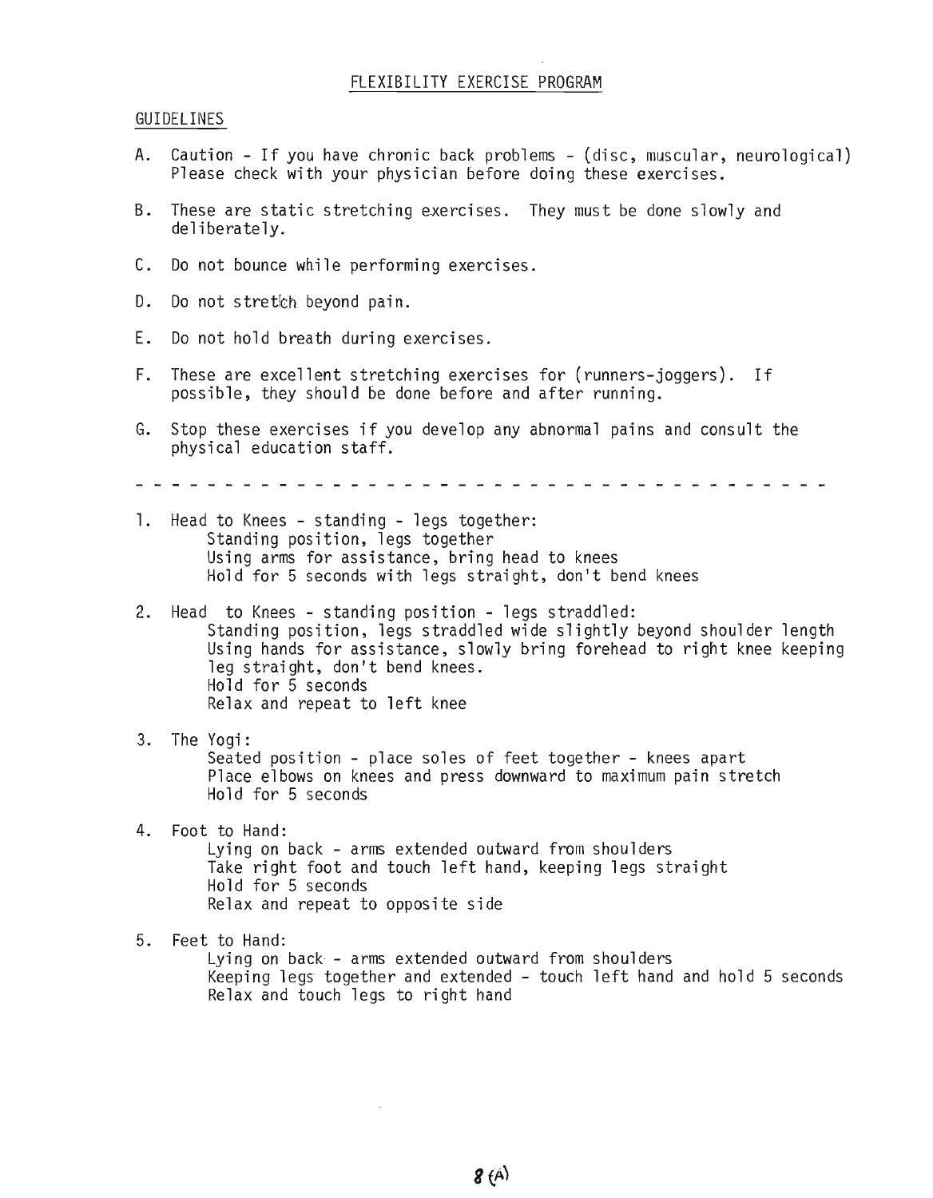# FLEXIBILITY EXERCISE PROGRAM

## GUIDELINES

A. Caution - If you have chronic back problems - (disc, muscular, neurological) Please check with your physician before doing these exercises.

B. These are static stretching exercises. They must be done slowly and deliberately.

C. Do not bounce while performing exercises.

D. Do not stretch beyond pain.

E. Do not hold breath during exercises.

F. These are excellent stretching exercises for (runners-joggers). If possible, they should be done before and after running.

G. Stop these exercises if you develop any abnormal pains and consult the physical education staff.

- - - - - - - - - - - - - - - - - - - - - - - - - - - - - - - - - - - - - - - -

1. Head to Knees - standing - legs together:
   Standing position, legs together
   Using arms for assistance, bring head to knees
   Hold for 5 seconds with legs straight, don't bend knees

2. Head to Knees - standing position - legs straddled:
   Standing position, legs straddled wide slightly beyond shoulder length
   Using hands for assistance, slowly bring forehead to right knee keeping leg straight, don't bend knees.
   Hold for 5 seconds
   Relax and repeat to left knee

3. The Yogi:
   Seated position - place soles of feet together - knees apart
   Place elbows on knees and press downward to maximum pain stretch
   Hold for 5 seconds

4. Foot to Hand:
   Lying on back - arms extended outward from shoulders
   Take right foot and touch left hand, keeping legs straight
   Hold for 5 seconds
   Relax and repeat to opposite side

5. Feet to Hand:
   Lying on back - arms extended outward from shoulders
   Keeping legs together and extended - touch left hand and hold 5 seconds
   Relax and touch legs to right hand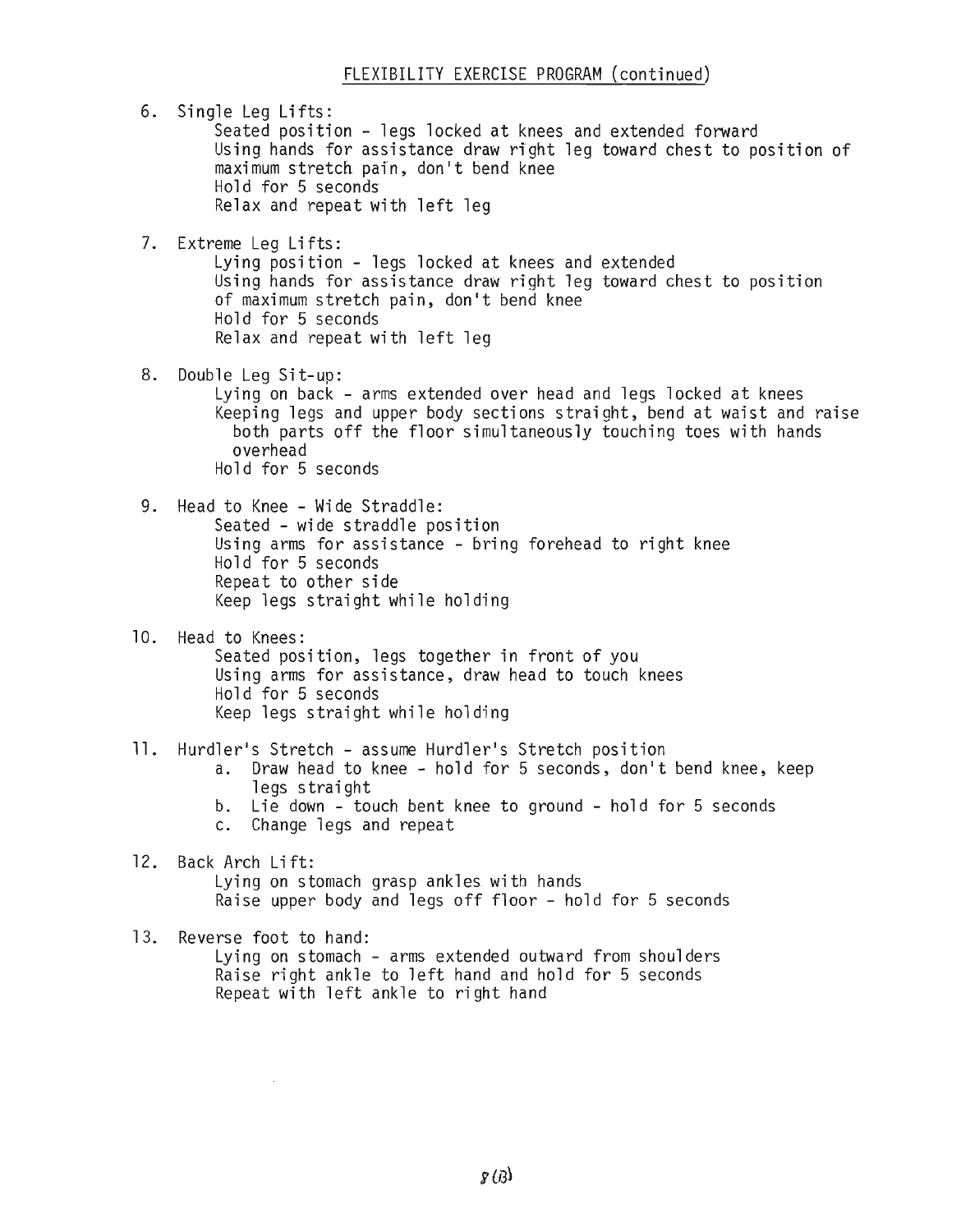## FLEXIBILITY EXERCISE PROGRAM (continued)

6. Single Leg Lifts:
   Seated position - legs locked at knees and extended forward
   Using hands for assistance draw right leg toward chest to position of maximum stretch pain, don't bend knee
   Hold for 5 seconds
   Relax and repeat with left leg

7. Extreme Leg Lifts:
   Lying position - legs locked at knees and extended
   Using hands for assistance draw right leg toward chest to position of maximum stretch pain, don't bend knee
   Hold for 5 seconds
   Relax and repeat with left leg

8. Double Leg Sit-up:
   Lying on back - arms extended over head and legs locked at knees
   Keeping legs and upper body sections straight, bend at waist and raise both parts off the floor simultaneously touching toes with hands overhead
   Hold for 5 seconds

9. Head to Knee - Wide Straddle:
   Seated - wide straddle position
   Using arms for assistance - bring forehead to right knee
   Hold for 5 seconds
   Repeat to other side
   Keep legs straight while holding

10. Head to Knees:
    Seated position, legs together in front of you
    Using arms for assistance, draw head to touch knees
    Hold for 5 seconds
    Keep legs straight while holding

11. Hurdler's Stretch - assume Hurdler's Stretch position
    a. Draw head to knee - hold for 5 seconds, don't bend knee, keep legs straight
    b. Lie down - touch bent knee to ground - hold for 5 seconds
    c. Change legs and repeat

12. Back Arch Lift:
    Lying on stomach grasp ankles with hands
    Raise upper body and legs off floor - hold for 5 seconds

13. Reverse foot to hand:
    Lying on stomach - arms extended outward from shoulders
    Raise right ankle to left hand and hold for 5 seconds
    Repeat with left ankle to right hand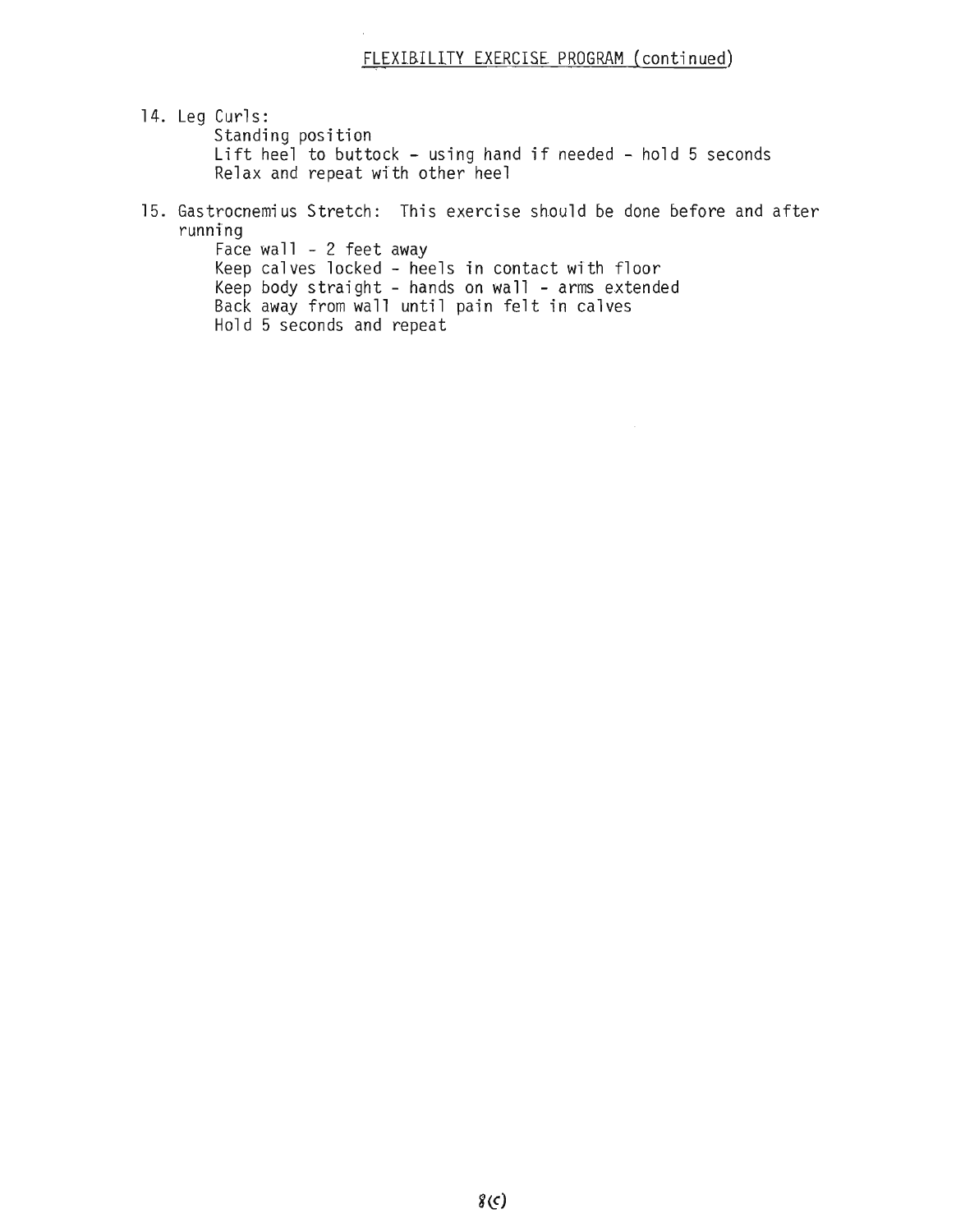## FLEXIBILITY EXERCISE PROGRAM (continued)

14. Leg Curls:
    - Standing position
    - Lift heel to buttock - using hand if needed - hold 5 seconds
    - Relax and repeat with other heel

15. Gastrocnemius Stretch: This exercise should be done before and after running
    - Face wall - 2 feet away
    - Keep calves locked - heels in contact with floor
    - Keep body straight - hands on wall - arms extended
    - Back away from wall until pain felt in calves
    - Hold 5 seconds and repeat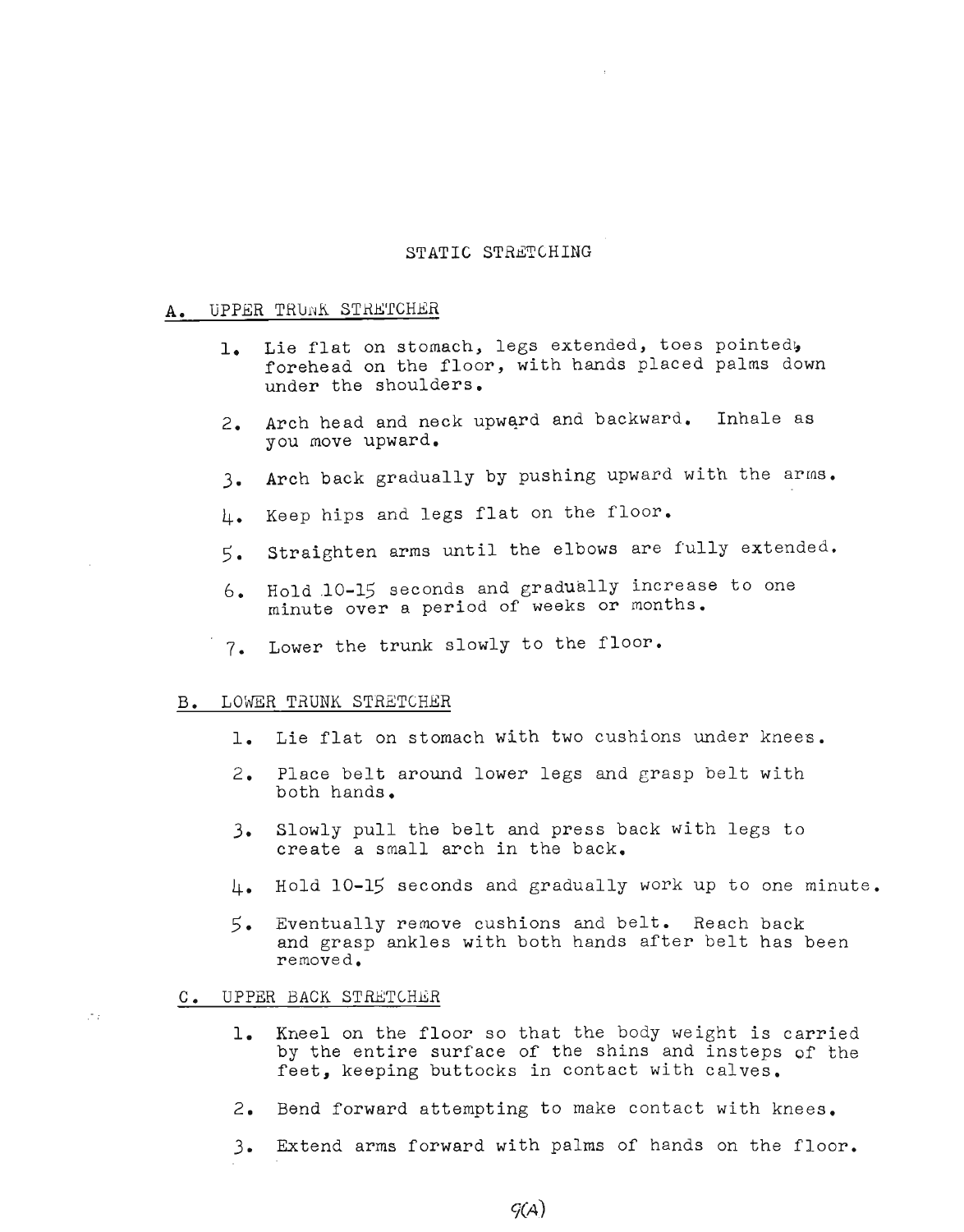# STATIC STRETCHING

## A. UPPER TRUNK STRETCHER

1. Lie flat on stomach, legs extended, toes pointed, forehead on the floor, with hands placed palms down under the shoulders.
2. Arch head and neck upward and backward. Inhale as you move upward.
3. Arch back gradually by pushing upward with the arms.
4. Keep hips and legs flat on the floor.
5. Straighten arms until the elbows are fully extended.
6. Hold 10-15 seconds and gradually increase to one minute over a period of weeks or months.
7. Lower the trunk slowly to the floor.

## B. LOWER TRUNK STRETCHER

1. Lie flat on stomach with two cushions under knees.
2. Place belt around lower legs and grasp belt with both hands.
3. Slowly pull the belt and press back with legs to create a small arch in the back.
4. Hold 10-15 seconds and gradually work up to one minute.
5. Eventually remove cushions and belt. Reach back and grasp ankles with both hands after belt has been removed.

## C. UPPER BACK STRETCHER

1. Kneel on the floor so that the body weight is carried by the entire surface of the shins and insteps of the feet, keeping buttocks in contact with calves.
2. Bend forward attempting to make contact with knees.
3. Extend arms forward with palms of hands on the floor.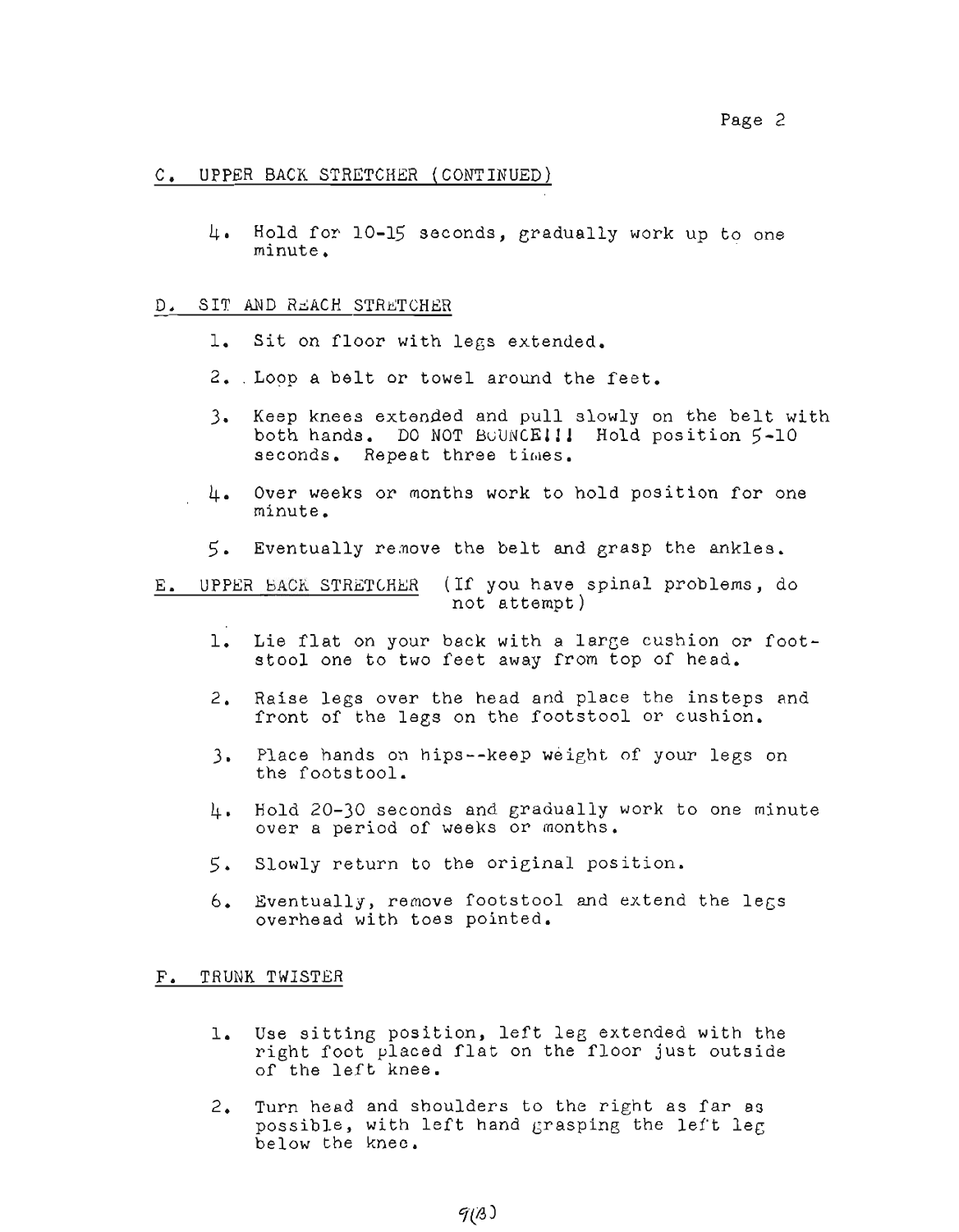## C. UPPER BACK STRETCHER (CONTINUED)

4. Hold for 10-15 seconds, gradually work up to one minute.

## D. SIT AND REACH STRETCHER

1. Sit on floor with legs extended.
2. Loop a belt or towel around the feet.
3. Keep knees extended and pull slowly on the belt with both hands. DO NOT BOUNCE!!! Hold position 5-10 seconds. Repeat three times.
4. Over weeks or months work to hold position for one minute.
5. Eventually remove the belt and grasp the ankles.

## E. UPPER BACK STRETCHER (If you have spinal problems, do not attempt)

1. Lie flat on your back with a large cushion or footstool one to two feet away from top of head.
2. Raise legs over the head and place the insteps and front of the legs on the footstool or cushion.
3. Place hands on hips--keep weight of your legs on the footstool.
4. Hold 20-30 seconds and gradually work to one minute over a period of weeks or months.
5. Slowly return to the original position.
6. Eventually, remove footstool and extend the legs overhead with toes pointed.

## F. TRUNK TWISTER

1. Use sitting position, left leg extended with the right foot placed flat on the floor just outside of the left knee.
2. Turn head and shoulders to the right as far as possible, with left hand grasping the left leg below the knee.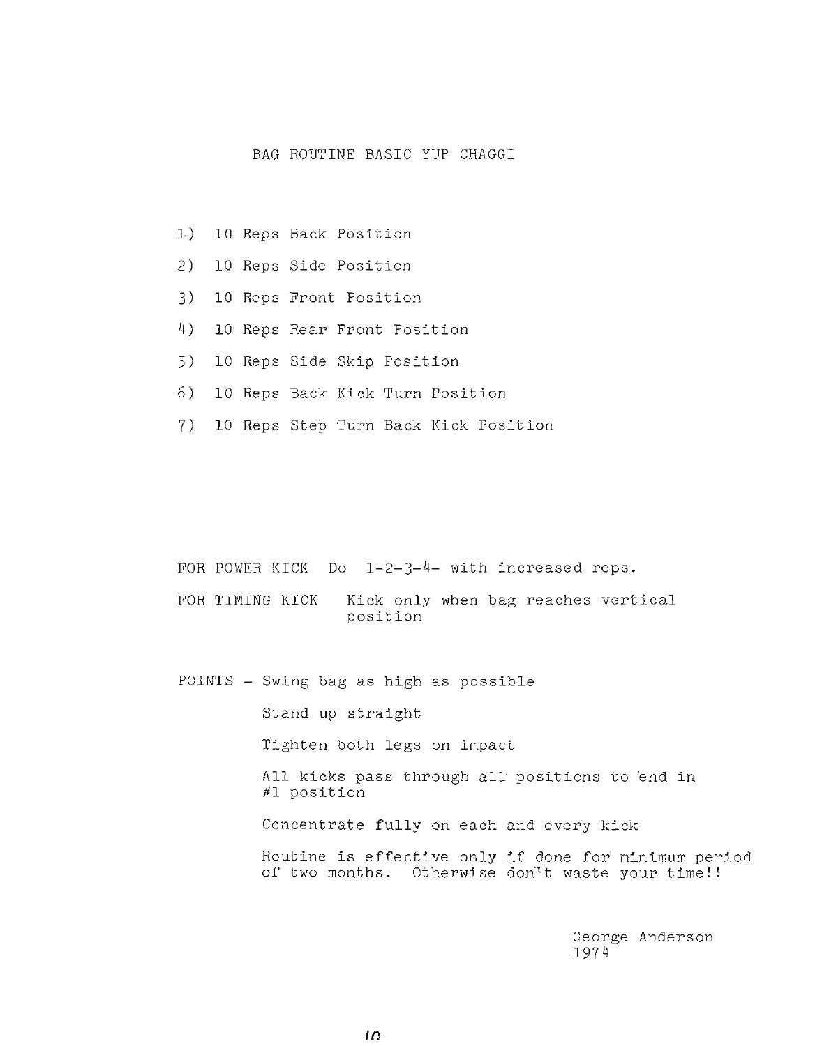# BAG ROUTINE BASIC YUP CHAGGI

1) 10 Reps Back Position
2) 10 Reps Side Position
3) 10 Reps Front Position
4) 10 Reps Rear Front Position
5) 10 Reps Side Skip Position
6) 10 Reps Back Kick Turn Position
7) 10 Reps Step Turn Back Kick Position

FOR POWER KICK Do 1-2-3-4- with increased reps.

FOR TIMING KICK Kick only when bag reaches vertical position

POINTS - Swing bag as high as possible

- Stand up straight
- Tighten both legs on impact
- All kicks pass through all positions to end in #1 position
- Concentrate fully on each and every kick
- Routine is effective only if done for minimum period of two months. Otherwise don't waste your time!!

George Anderson
1974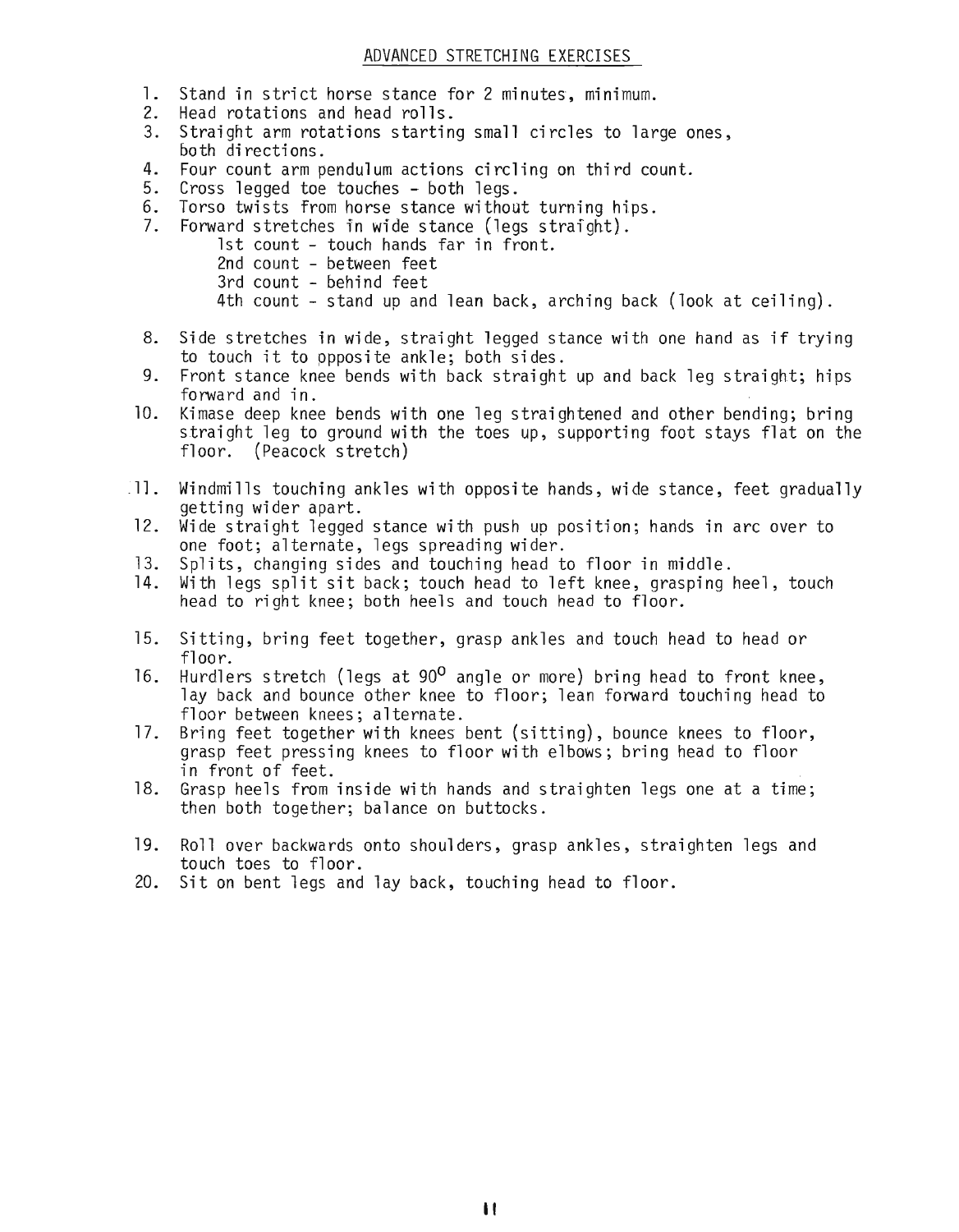## ADVANCED STRETCHING EXERCISES

1. Stand in strict horse stance for 2 minutes, minimum.
2. Head rotations and head rolls.
3. Straight arm rotations starting small circles to large ones, both directions.
4. Four count arm pendulum actions circling on third count.
5. Cross legged toe touches - both legs.
6. Torso twists from horse stance without turning hips.
7. Forward stretches in wide stance (legs straight).
   - 1st count - touch hands far in front.
   - 2nd count - between feet
   - 3rd count - behind feet
   - 4th count - stand up and lean back, arching back (look at ceiling).
8. Side stretches in wide, straight legged stance with one hand as if trying to touch it to opposite ankle; both sides.
9. Front stance knee bends with back straight up and back leg straight; hips forward and in.
10. Kimase deep knee bends with one leg straightened and other bending; bring straight leg to ground with the toes up, supporting foot stays flat on the floor. (Peacock stretch)
11. Windmills touching ankles with opposite hands, wide stance, feet gradually getting wider apart.
12. Wide straight legged stance with push up position; hands in arc over to one foot; alternate, legs spreading wider.
13. Splits, changing sides and touching head to floor in middle.
14. With legs split sit back; touch head to left knee, grasping heel, touch head to right knee; both heels and touch head to floor.
15. Sitting, bring feet together, grasp ankles and touch head to head or floor.
16. Hurdlers stretch (legs at $90^{o}$ angle or more) bring head to front knee, lay back and bounce other knee to floor; lean forward touching head to floor between knees; alternate.
17. Bring feet together with knees bent (sitting), bounce knees to floor, grasp feet pressing knees to floor with elbows; bring head to floor in front of feet.
18. Grasp heels from inside with hands and straighten legs one at a time; then both together; balance on buttocks.
19. Roll over backwards onto shoulders, grasp ankles, straighten legs and touch toes to floor.
20. Sit on bent legs and lay back, touching head to floor.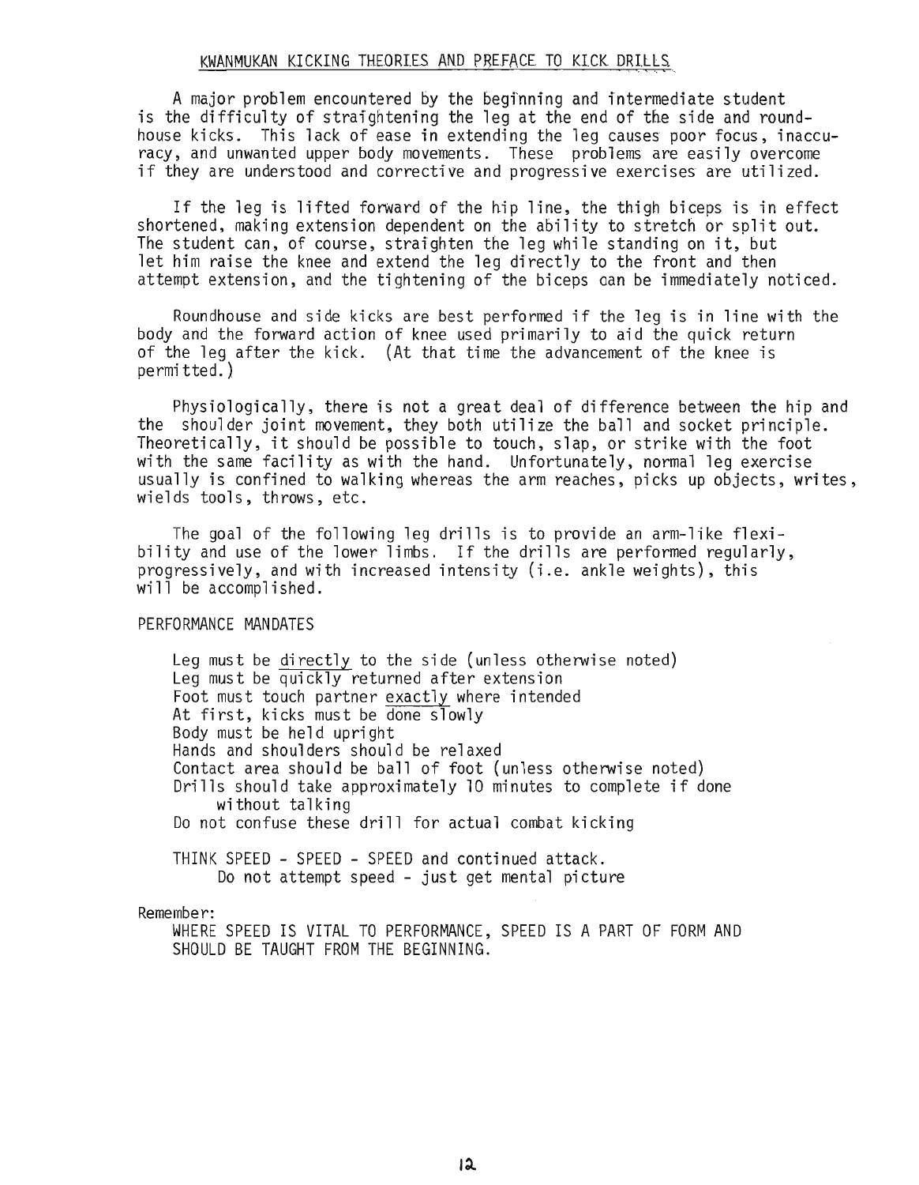## KWANMUKAN KICKING THEORIES AND PREFACE TO KICK DRILLS

A major problem encountered by the beginning and intermediate student is the difficulty of straightening the leg at the end of the side and roundhouse kicks. This lack of ease in extending the leg causes poor focus, inaccuracy, and unwanted upper body movements. These problems are easily overcome if they are understood and corrective and progressive exercises are utilized.

If the leg is lifted forward of the hip line, the thigh biceps is in effect shortened, making extension dependent on the ability to stretch or split out. The student can, of course, straighten the leg while standing on it, but let him raise the knee and extend the leg directly to the front and then attempt extension, and the tightening of the biceps can be immediately noticed.

Roundhouse and side kicks are best performed if the leg is in line with the body and the forward action of knee used primarily to aid the quick return of the leg after the kick. (At that time the advancement of the knee is permitted.)

Physiologically, there is not a great deal of difference between the hip and the shoulder joint movement, they both utilize the ball and socket principle. Theoretically, it should be possible to touch, slap, or strike with the foot with the same facility as with the hand. Unfortunately, normal leg exercise usually is confined to walking whereas the arm reaches, picks up objects, writes, wields tools, throws, etc.

The goal of the following leg drills is to provide an arm-like flexibility and use of the lower limbs. If the drills are performed regularly, progressively, and with increased intensity (i.e. ankle weights), this will be accomplished.

PERFORMANCE MANDATES

- Leg must be <u>directly</u> to the side (unless otherwise noted)
- Leg must be <u>quickly</u> returned after extension
- Foot must touch partner <u>exactly</u> where intended
- At first, kicks must be <u>done slowly</u>
- Body must be held upright
- Hands and shoulders should be relaxed
- Contact area should be ball of foot (unless otherwise noted)
- Drills should take approximately 10 minutes to complete if done without talking
- Do not confuse these drill for actual combat kicking

THINK SPEED - SPEED - SPEED and continued attack.
Do not attempt speed - just get mental picture

Remember:
WHERE SPEED IS VITAL TO PERFORMANCE, SPEED IS A PART OF FORM AND SHOULD BE TAUGHT FROM THE BEGINNING.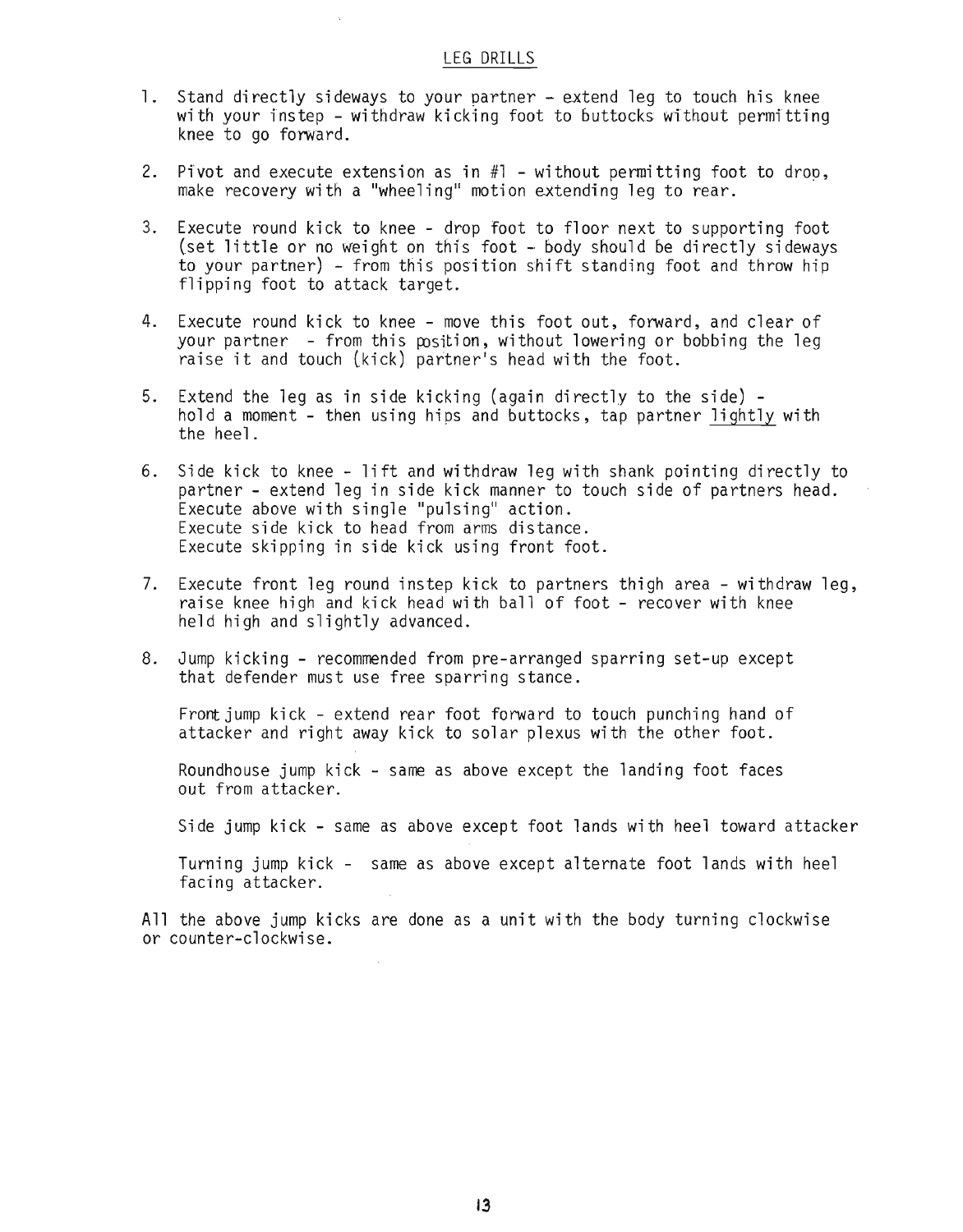## LEG DRILLS

1. Stand directly sideways to your partner - extend leg to touch his knee with your instep - withdraw kicking foot to buttocks without permitting knee to go forward.

2. Pivot and execute extension as in #1 - without permitting foot to drop, make recovery with a "wheeling" motion extending leg to rear.

3. Execute round kick to knee - drop foot to floor next to supporting foot (set little or no weight on this foot - body should be directly sideways to your partner) - from this position shift standing foot and throw hip flipping foot to attack target.

4. Execute round kick to knee - move this foot out, forward, and clear of your partner - from this position, without lowering or bobbing the leg raise it and touch (kick) partner's head with the foot.

5. Extend the leg as in side kicking (again directly to the side) - hold a moment - then using hips and buttocks, tap partner <u>lightly</u> with the heel.

6. Side kick to knee - lift and withdraw leg with shank pointing directly to partner - extend leg in side kick manner to touch side of partners head.
   Execute above with single "pulsing" action.
   Execute side kick to head from arms distance.
   Execute skipping in side kick using front foot.

7. Execute front leg round instep kick to partners thigh area - withdraw leg, raise knee high and kick head with ball of foot - recover with knee held high and slightly advanced.

8. Jump kicking - recommended from pre-arranged sparring set-up except that defender must use free sparring stance.

   Front jump kick - extend rear foot forward to touch punching hand of attacker and right away kick to solar plexus with the other foot.

   Roundhouse jump kick - same as above except the landing foot faces out from attacker.

   Side jump kick - same as above except foot lands with heel toward attacker

   Turning jump kick - same as above except alternate foot lands with heel facing attacker.

All the above jump kicks are done as a unit with the body turning clockwise or counter-clockwise.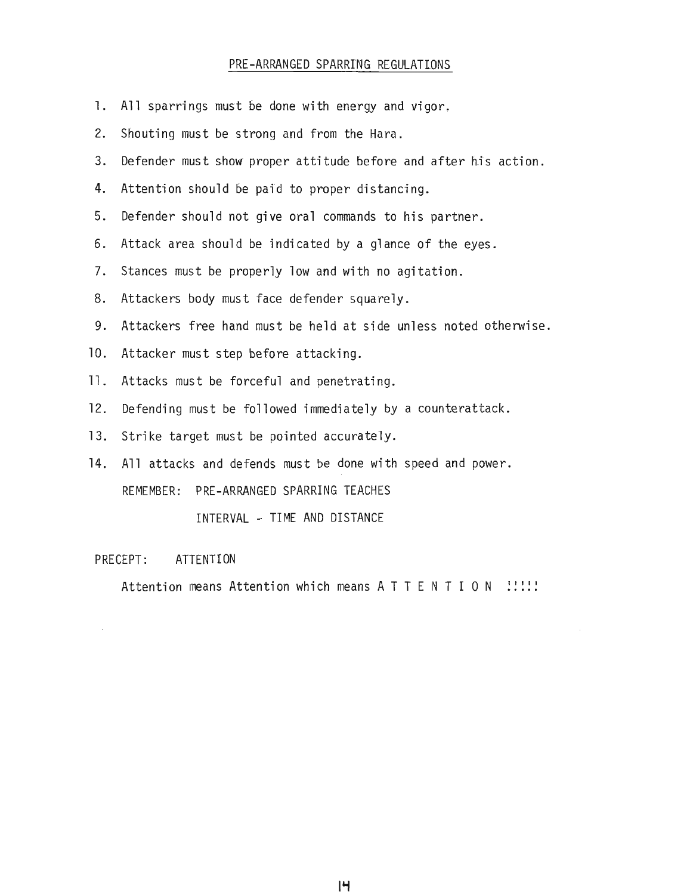## PRE-ARRANGED SPARRING REGULATIONS

1. All sparrings must be done with energy and vigor.
2. Shouting must be strong and from the Hara.
3. Defender must show proper attitude before and after his action.
4. Attention should be paid to proper distancing.
5. Defender should not give oral commands to his partner.
6. Attack area should be indicated by a glance of the eyes.
7. Stances must be properly low and with no agitation.
8. Attackers body must face defender squarely.
9. Attackers free hand must be held at side unless noted otherwise.
10. Attacker must step before attacking.
11. Attacks must be forceful and penetrating.
12. Defending must be followed immediately by a counterattack.
13. Strike target must be pointed accurately.
14. All attacks and defends must be done with speed and power.

REMEMBER: PRE-ARRANGED SPARRING TEACHES

INTERVAL - TIME AND DISTANCE

PRECEPT: ATTENTION

Attention means Attention which means A T T E N T I O N !!!!!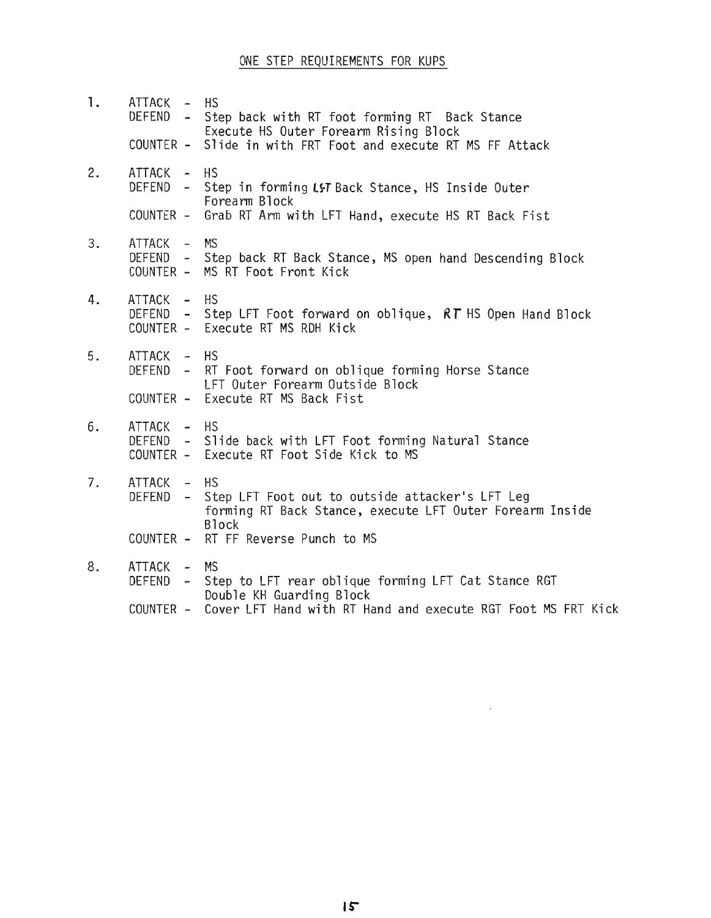## ONE STEP REQUIREMENTS FOR KUPS

1. ATTACK - HS
   DEFEND - Step back with RT foot forming RT Back Stance
   Execute HS Outer Forearm Rising Block
   COUNTER - Slide in with FRT Foot and execute RT MS FF Attack

2. ATTACK - HS
   DEFEND - Step in forming LFT Back Stance, HS Inside Outer Forearm Block
   COUNTER - Grab RT Arm with LFT Hand, execute HS RT Back Fist

3. ATTACK - MS
   DEFEND - Step back RT Back Stance, MS open hand Descending Block
   COUNTER - MS RT Foot Front Kick

4. ATTACK - HS
   DEFEND - Step LFT Foot forward on oblique, RT HS Open Hand Block
   COUNTER - Execute RT MS RDH Kick

5. ATTACK - HS
   DEFEND - RT Foot forward on oblique forming Horse Stance
   LFT Outer Forearm Outside Block
   COUNTER - Execute RT MS Back Fist

6. ATTACK - HS
   DEFEND - Slide back with LFT Foot forming Natural Stance
   COUNTER - Execute RT Foot Side Kick to MS

7. ATTACK - HS
   DEFEND - Step LFT Foot out to outside attacker's LFT Leg forming RT Back Stance, execute LFT Outer Forearm Inside Block
   COUNTER - RT FF Reverse Punch to MS

8. ATTACK - MS
   DEFEND - Step to LFT rear oblique forming LFT Cat Stance RGT Double KH Guarding Block
   COUNTER - Cover LFT Hand with RT Hand and execute RGT Foot MS FRT Kick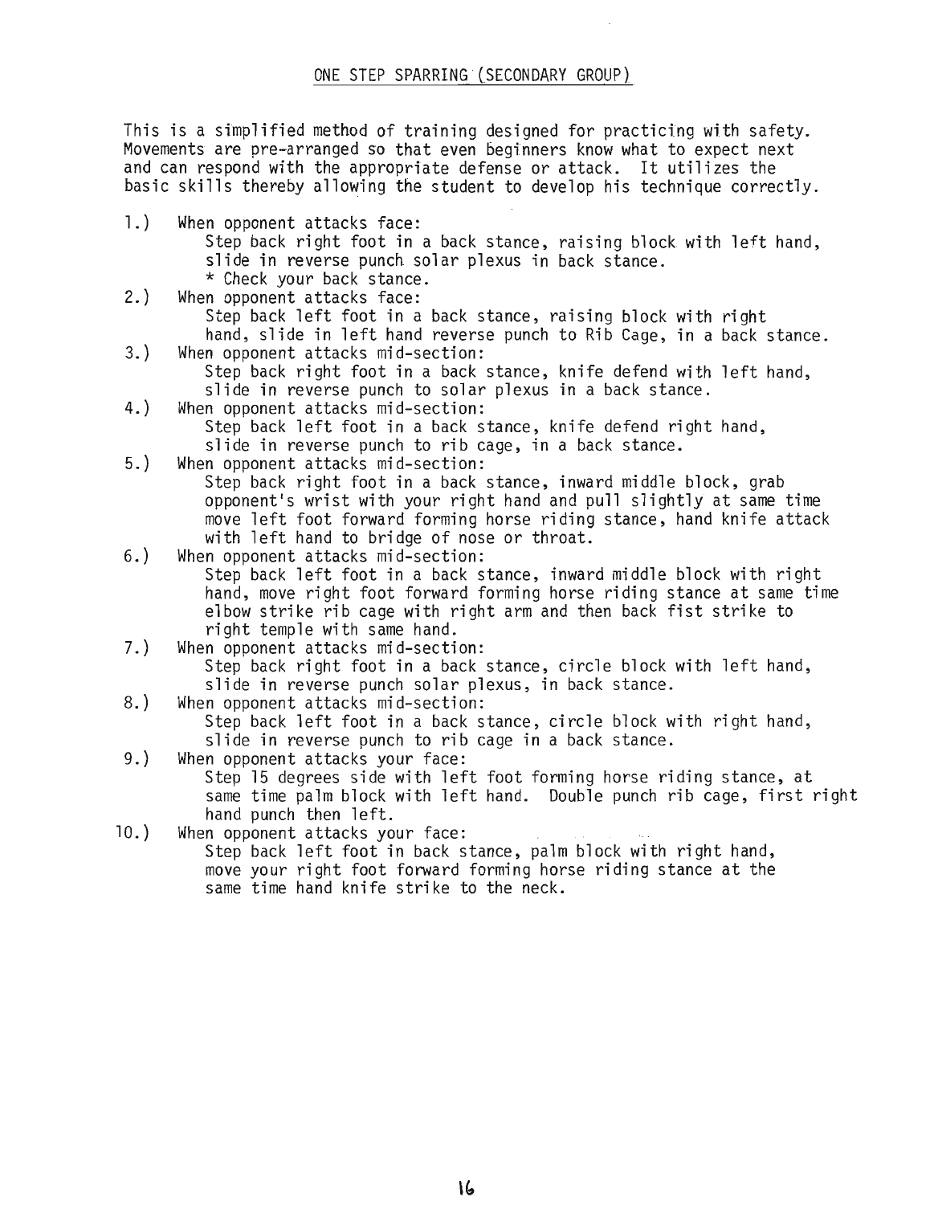## ONE STEP SPARRING (SECONDARY GROUP)

This is a simplified method of training designed for practicing with safety. Movements are pre-arranged so that even beginners know what to expect next and can respond with the appropriate defense or attack. It utilizes the basic skills thereby allowing the student to develop his technique correctly.

1.) When opponent attacks face:
    Step back right foot in a back stance, raising block with left hand, slide in reverse punch solar plexus in back stance.
    * Check your back stance.
2.) When opponent attacks face:
    Step back left foot in a back stance, raising block with right hand, slide in left hand reverse punch to Rib Cage, in a back stance.
3.) When opponent attacks mid-section:
    Step back right foot in a back stance, knife defend with left hand, slide in reverse punch to solar plexus in a back stance.
4.) When opponent attacks mid-section:
    Step back left foot in a back stance, knife defend right hand, slide in reverse punch to rib cage, in a back stance.
5.) When opponent attacks mid-section:
    Step back right foot in a back stance, inward middle block, grab opponent's wrist with your right hand and pull slightly at same time move left foot forward forming horse riding stance, hand knife attack with left hand to bridge of nose or throat.
6.) When opponent attacks mid-section:
    Step back left foot in a back stance, inward middle block with right hand, move right foot forward forming horse riding stance at same time elbow strike rib cage with right arm and then back fist strike to right temple with same hand.
7.) When opponent attacks mid-section:
    Step back right foot in a back stance, circle block with left hand, slide in reverse punch solar plexus, in back stance.
8.) When opponent attacks mid-section:
    Step back left foot in a back stance, circle block with right hand, slide in reverse punch to rib cage in a back stance.
9.) When opponent attacks your face:
    Step 15 degrees side with left foot forming horse riding stance, at same time palm block with left hand. Double punch rib cage, first right hand punch then left.
10.) When opponent attacks your face:
    Step back left foot in back stance, palm block with right hand, move your right foot forward forming horse riding stance at the same time hand knife strike to the neck.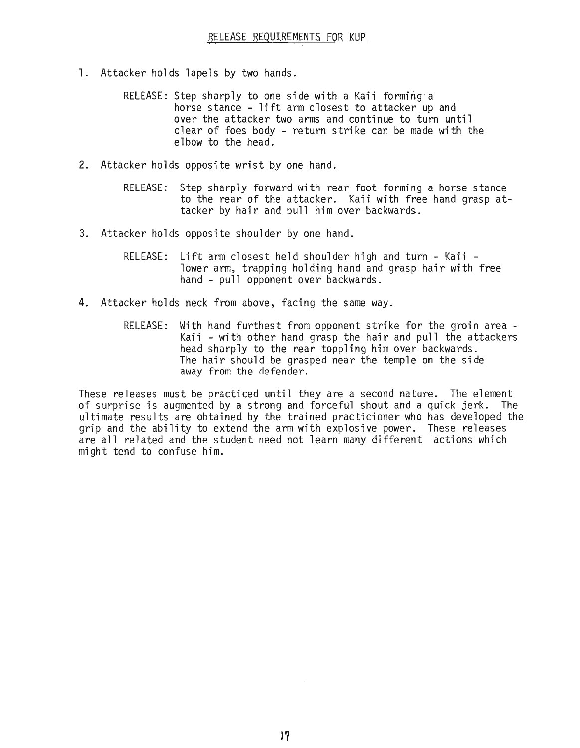## RELEASE REQUIREMENTS FOR KUP

1. Attacker holds lapels by two hands.

   RELEASE: Step sharply to one side with a Kaii forming a horse stance - lift arm closest to attacker up and over the attacker two arms and continue to turn until clear of foes body - return strike can be made with the elbow to the head.

2. Attacker holds opposite wrist by one hand.

   RELEASE: Step sharply forward with rear foot forming a horse stance to the rear of the attacker. Kaii with free hand grasp attacker by hair and pull him over backwards.

3. Attacker holds opposite shoulder by one hand.

   RELEASE: Lift arm closest held shoulder high and turn - Kaii - lower arm, trapping holding hand and grasp hair with free hand - pull opponent over backwards.

4. Attacker holds neck from above, facing the same way.

   RELEASE: With hand furthest from opponent strike for the groin area - Kaii - with other hand grasp the hair and pull the attackers head sharply to the rear toppling him over backwards. The hair should be grasped near the temple on the side away from the defender.

These releases must be practiced until they are a second nature. The element of surprise is augmented by a strong and forceful shout and a quick jerk. The ultimate results are obtained by the trained practicioner who has developed the grip and the ability to extend the arm with explosive power. These releases are all related and the student need not learn many different actions which might tend to confuse him.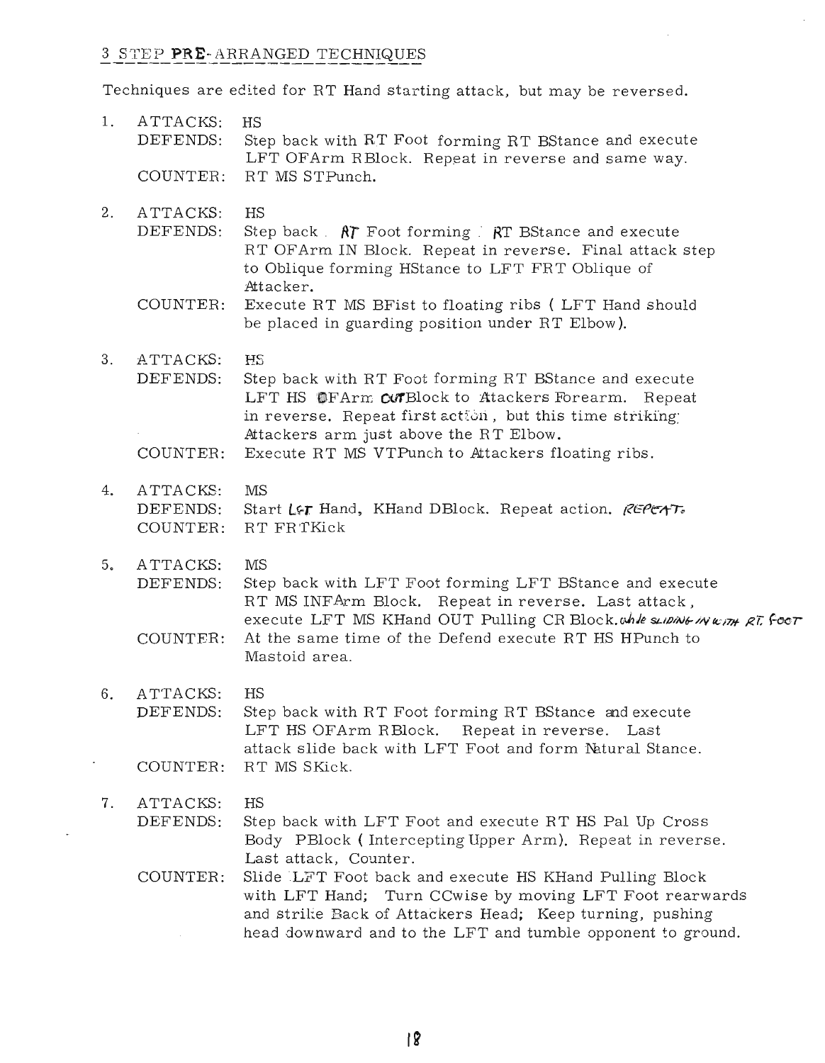## 3 STEP PRE-ARRANGED TECHNIQUES

Techniques are edited for RT Hand starting attack, but may be reversed.

1. ATTACKS: HS
   DEFENDS: Step back with RT Foot forming RT BStance and execute LFT OFArm RBlock. Repeat in reverse and same way.
   COUNTER: RT MS STPunch.

2. ATTACKS: HS
   DEFENDS: Step back RT Foot forming RT BStance and execute RT OFArm IN Block. Repeat in reverse. Final attack step to Oblique forming HStance to LFT FRT Oblique of Attacker.
   COUNTER: Execute RT MS BFist to floating ribs ( LFT Hand should be placed in guarding position under RT Elbow).

3. ATTACKS: HS
   DEFENDS: Step back with RT Foot forming RT BStance and execute LFT HS OFArm OUTBlock to Atackers Forearm. Repeat in reverse. Repeat first action, but this time striking Attackers arm just above the RT Elbow.
   COUNTER: Execute RT MS VTPunch to Attackers floating ribs.

4. ATTACKS: MS
   DEFENDS: Start LFT Hand, KHand DBlock. Repeat action. REPEAT.
   COUNTER: RT FRTKick

5. ATTACKS: MS
   DEFENDS: Step back with LFT Foot forming LFT BStance and execute RT MS INFArm Block. Repeat in reverse. Last attack, execute LFT MS KHand OUT Pulling CR Block. while sliding in with RT. foot
   COUNTER: At the same time of the Defend execute RT HS HPunch to Mastoid area.

6. ATTACKS: HS
   DEFENDS: Step back with RT Foot forming RT BStance and execute LFT HS OFArm RBlock. Repeat in reverse. Last attack slide back with LFT Foot and form Natural Stance.
   COUNTER: RT MS SKick.

7. ATTACKS: HS
   DEFENDS: Step back with LFT Foot and execute RT HS Pal Up Cross Body PBlock ( Intercepting Upper Arm). Repeat in reverse. Last attack, Counter.
   COUNTER: Slide LFT Foot back and execute HS KHand Pulling Block with LFT Hand; Turn CCwise by moving LFT Foot rearwards and strike Back of Attackers Head; Keep turning, pushing head downward and to the LFT and tumble opponent to ground.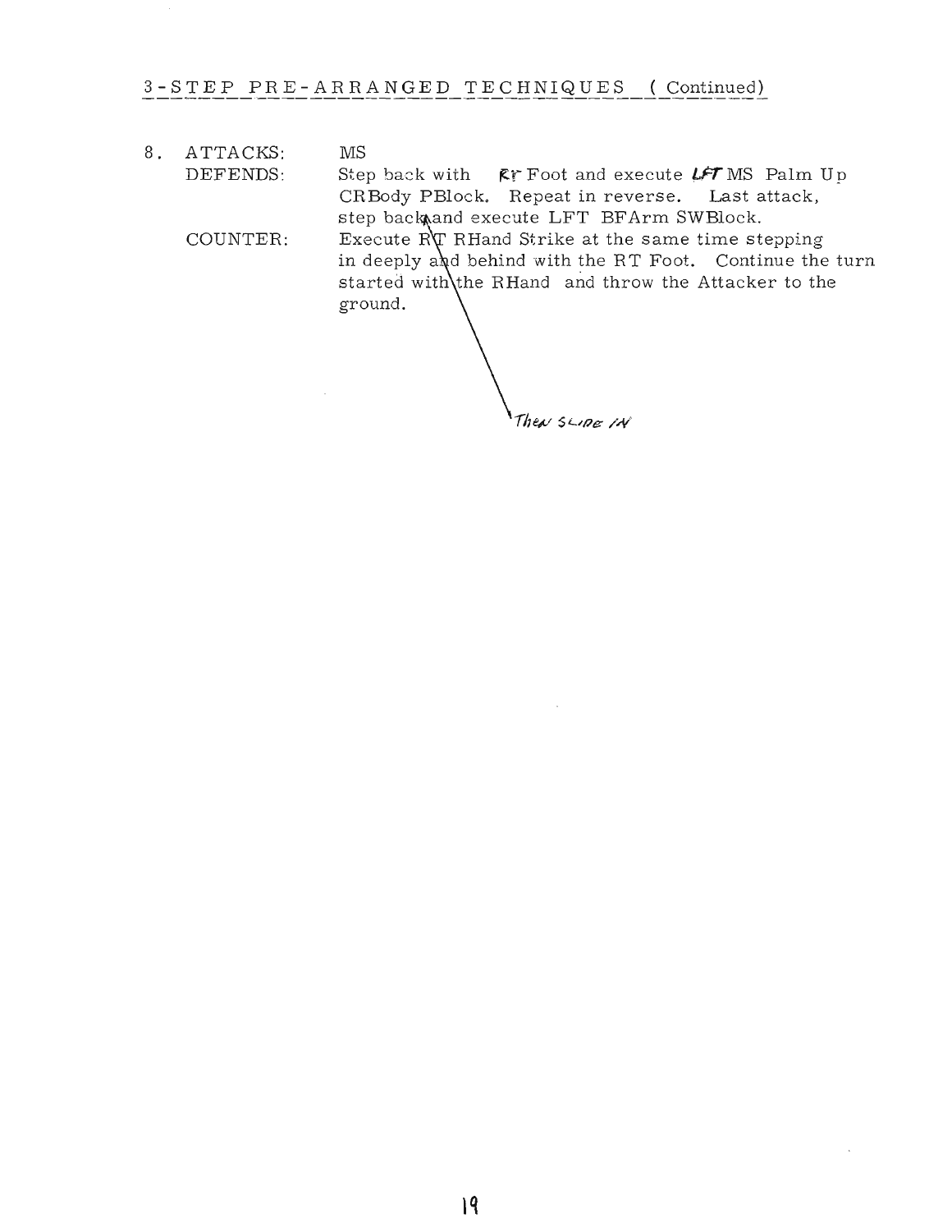3-STEP PRE-ARRANGED TECHNIQUES ( Continued)

8. ATTACKS: MS

DEFENDS: Step back with RT Foot and execute LFT MS Palm Up CRBody PBlock. Repeat in reverse. Last attack, step back and execute LFT BFArm SWBlock.

COUNTER: Execute RT RHand Strike at the same time stepping in deeply and behind with the RT Foot. Continue the turn started with the RHand and throw the Attacker to the ground.

Then slide in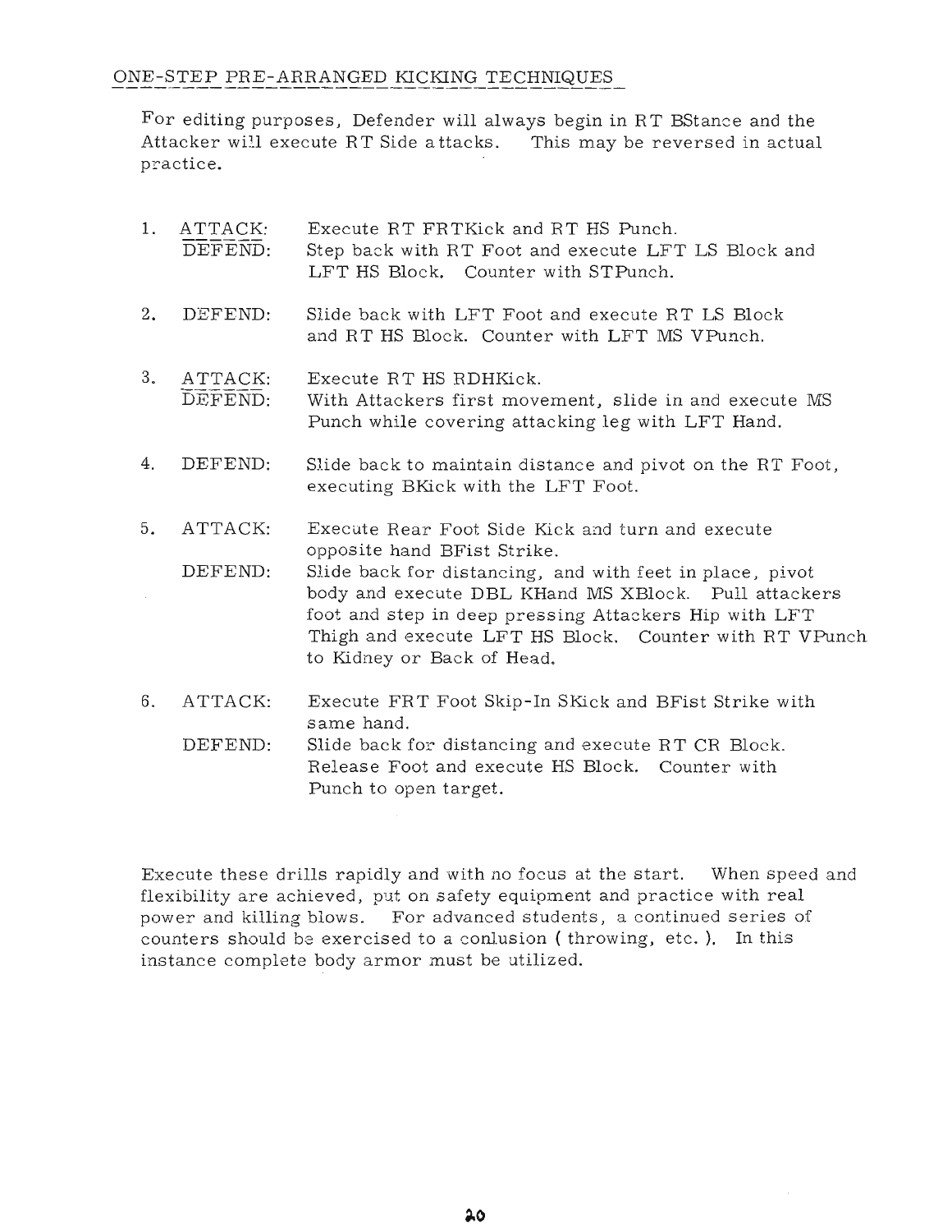## ONE-STEP PRE-ARRANGED KICKING TECHNIQUES

For editing purposes, Defender will always begin in RT BStance and the Attacker will execute RT Side attacks. This may be reversed in actual practice.

1. ATTACK: Execute RT FRTKick and RT HS Punch.
   DEFEND: Step back with RT Foot and execute LFT LS Block and LFT HS Block. Counter with STPunch.

2. DEFEND: Slide back with LFT Foot and execute RT LS Block and RT HS Block. Counter with LFT MS VPunch.

3. ATTACK: Execute RT HS RDHKick.
   DEFEND: With Attackers first movement, slide in and execute MS Punch while covering attacking leg with LFT Hand.

4. DEFEND: Slide back to maintain distance and pivot on the RT Foot, executing BKick with the LFT Foot.

5. ATTACK: Execute Rear Foot Side Kick and turn and execute opposite hand BFist Strike.
   DEFEND: Slide back for distancing, and with feet in place, pivot body and execute DBL KHand MS XBlock. Pull attackers foot and step in deep pressing Attackers Hip with LFT Thigh and execute LFT HS Block. Counter with RT VPunch to Kidney or Back of Head.

6. ATTACK: Execute FRT Foot Skip-In SKick and BFist Strike with same hand.
   DEFEND: Slide back for distancing and execute RT CR Block. Release Foot and execute HS Block. Counter with Punch to open target.

Execute these drills rapidly and with no focus at the start. When speed and flexibility are achieved, put on safety equipment and practice with real power and killing blows. For advanced students, a continued series of counters should be exercised to a conlusion ( throwing, etc. ). In this instance complete body armor must be utilized.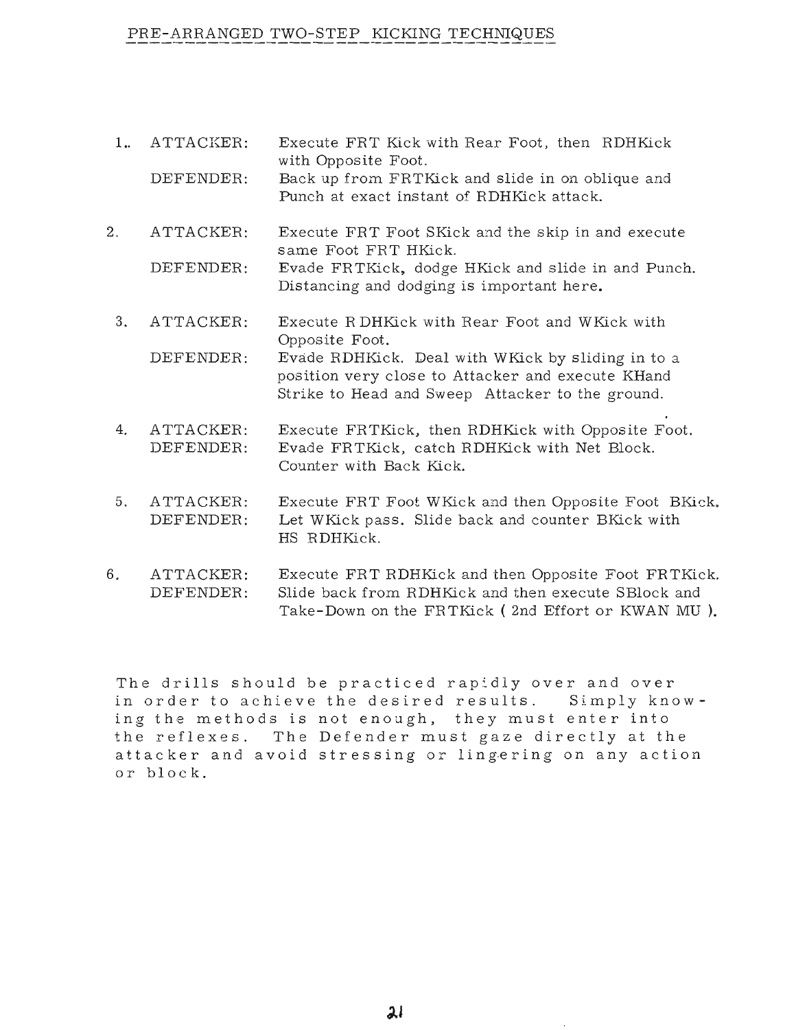## PRE-ARRANGED TWO-STEP KICKING TECHNIQUES

1. ATTACKER: Execute FRT Kick with Rear Foot, then RDHKick with Opposite Foot.
   DEFENDER: Back up from FRTKick and slide in on oblique and Punch at exact instant of RDHKick attack.

2. ATTACKER: Execute FRT Foot SKick and the skip in and execute same Foot FRT HKick.
   DEFENDER: Evade FRTKick, dodge HKick and slide in and Punch. Distancing and dodging is important here.

3. ATTACKER: Execute R DHKick with Rear Foot and WKick with Opposite Foot.
   DEFENDER: Evade RDHKick. Deal with WKick by sliding in to a position very close to Attacker and execute KHand Strike to Head and Sweep Attacker to the ground.

4. ATTACKER: Execute FRTKick, then RDHKick with Opposite Foot.
   DEFENDER: Evade FRTKick, catch RDHKick with Net Block. Counter with Back Kick.

5. ATTACKER: Execute FRT Foot WKick and then Opposite Foot BKick.
   DEFENDER: Let WKick pass. Slide back and counter BKick with HS RDHKick.

6. ATTACKER: Execute FRT RDHKick and then Opposite Foot FRTKick.
   DEFENDER: Slide back from RDHKick and then execute SBlock and Take-Down on the FRTKick ( 2nd Effort or KWAN MU ).

The drills should be practiced rapidly over and over in order to achieve the desired results. Simply knowing the methods is not enough, they must enter into the reflexes. The Defender must gaze directly at the attacker and avoid stressing or lingering on any action or block.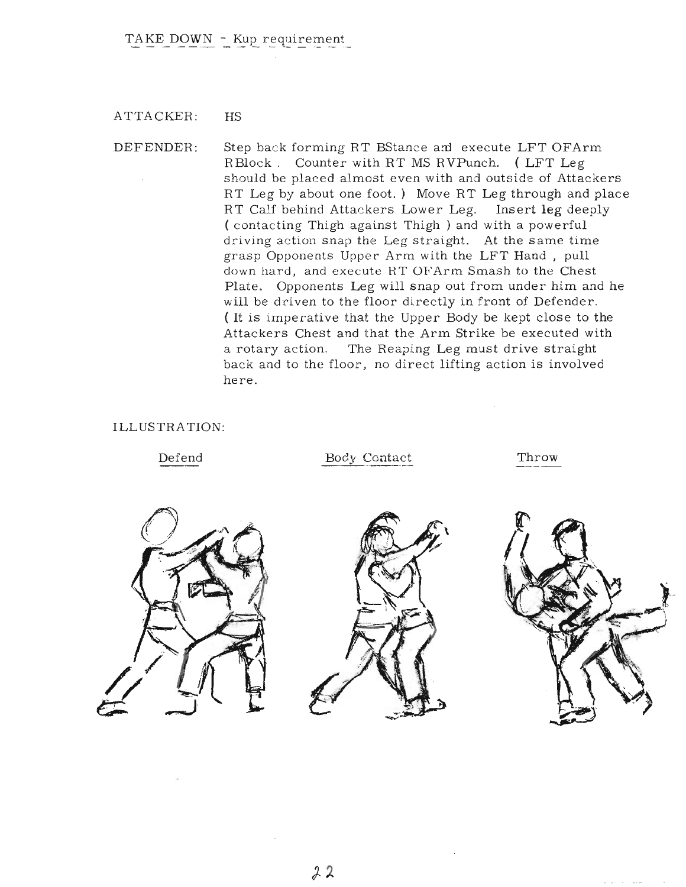TAKE DOWN - Kup requirement

ATTACKER: HS

DEFENDER: Step back forming RT BStance and execute LFT OFArm RBlock. Counter with RT MS RVPunch. ( LFT Leg should be placed almost even with and outside of Attackers RT Leg by about one foot. ) Move RT Leg through and place RT Calf behind Attackers Lower Leg. Insert leg deeply ( contacting Thigh against Thigh ) and with a powerful driving action snap the Leg straight. At the same time grasp Opponents Upper Arm with the LFT Hand , pull down hard, and execute RT OFArm Smash to the Chest Plate. Opponents Leg will snap out from under him and he will be driven to the floor directly in front of Defender. ( It is imperative that the Upper Body be kept close to the Attackers Chest and that the Arm Strike be executed with a rotary action. The Reaping Leg must drive straight back and to the floor, no direct lifting action is involved here.

ILLUSTRATION:

Defend | Body Contact | Throw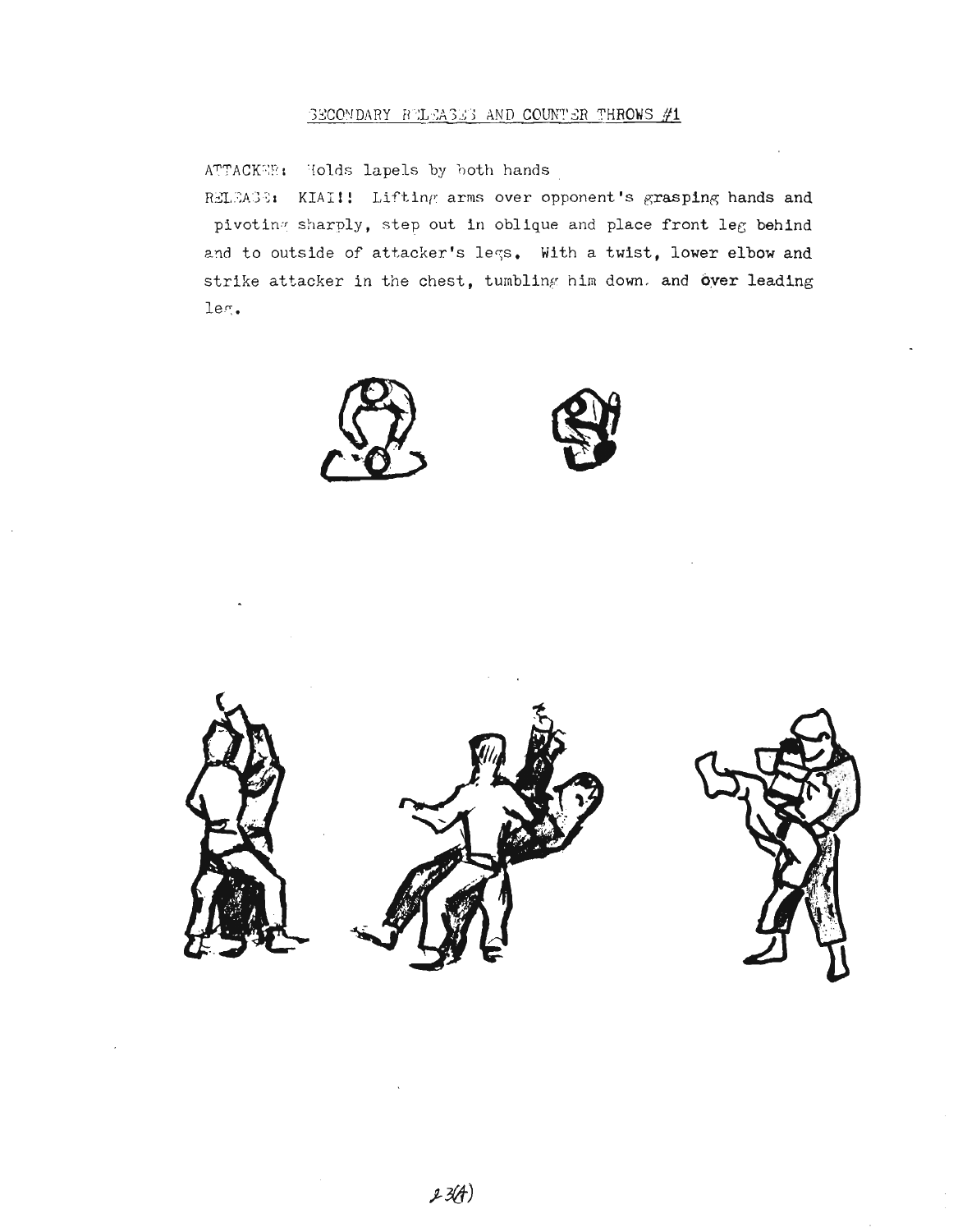# SECONDARY RELEASES AND COUNTER THROWS #1

ATTACKER: Holds lapels by both hands

RELEASE: KIAI!! Lifting arms over opponent's grasping hands and pivoting sharply, step out in oblique and place front leg behind and to outside of attacker's legs. With a twist, lower elbow and strike attacker in the chest, tumbling him down, and over leading leg.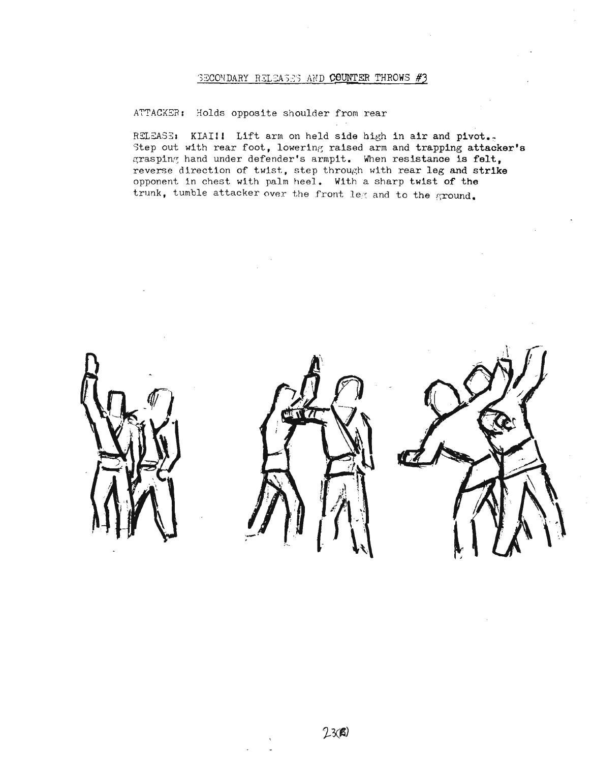## SECONDARY RELEASES AND COUNTER THROWS #3

ATTACKER: Holds opposite shoulder from rear

RELEASE: KIAI!! Lift arm on held side high in air and pivot. Step out with rear foot, lowering raised arm and trapping attacker's grasping hand under defender's armpit. When resistance is felt, reverse direction of twist, step through with rear leg and strike opponent in chest with palm heel. With a sharp twist of the trunk, tumble attacker over the front leg and to the ground.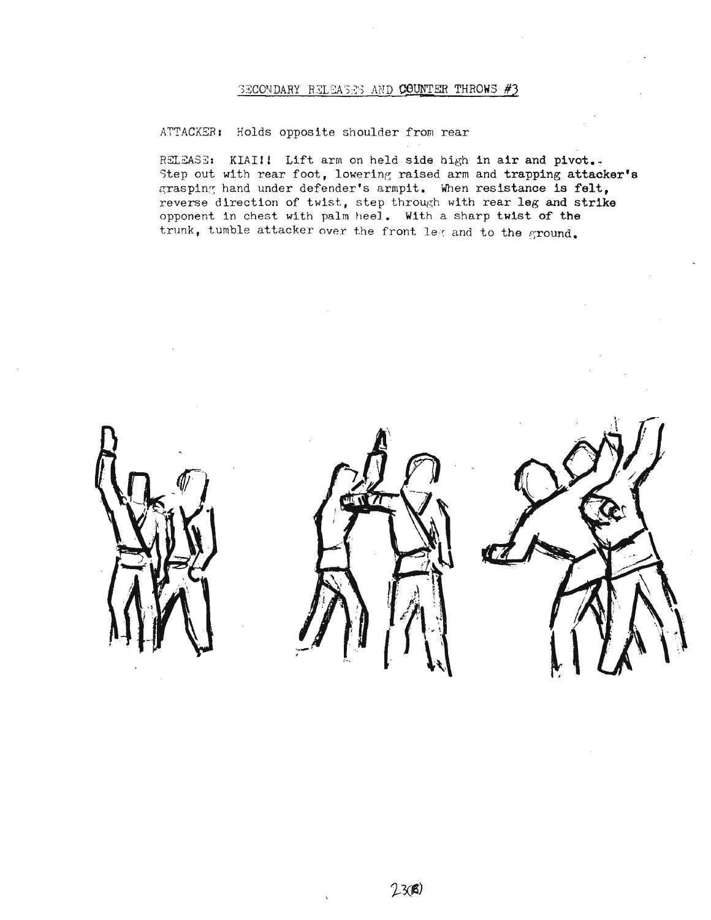## SECONDARY RELEASES AND COUNTER THROWS #3

ATTACKER: Holds opposite shoulder from rear

RELEASE: KIAI!! Lift arm on held side high in air and pivot. Step out with rear foot, lowering raised arm and trapping attacker's grasping hand under defender's armpit. When resistance is felt, reverse direction of twist, step through with rear leg and strike opponent in chest with palm heel. With a sharp twist of the trunk, tumble attacker over the front leg and to the ground.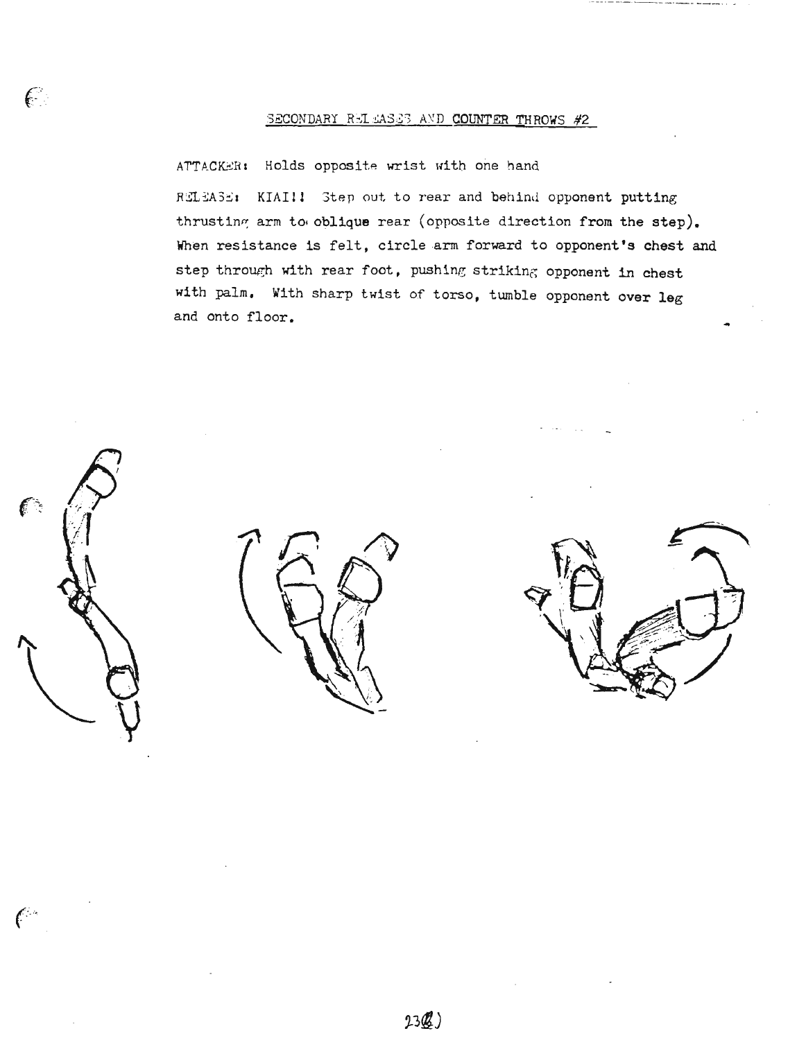## SECONDARY RELEASES AND COUNTER THROWS #2

ATTACKER: Holds opposite wrist with one hand

RELEASE: KIAI!! Step out to rear and behind opponent putting thrusting arm to oblique rear (opposite direction from the step). When resistance is felt, circle arm forward to opponent's chest and step through with rear foot, pushing striking opponent in chest with palm. With sharp twist of torso, tumble opponent over leg and onto floor.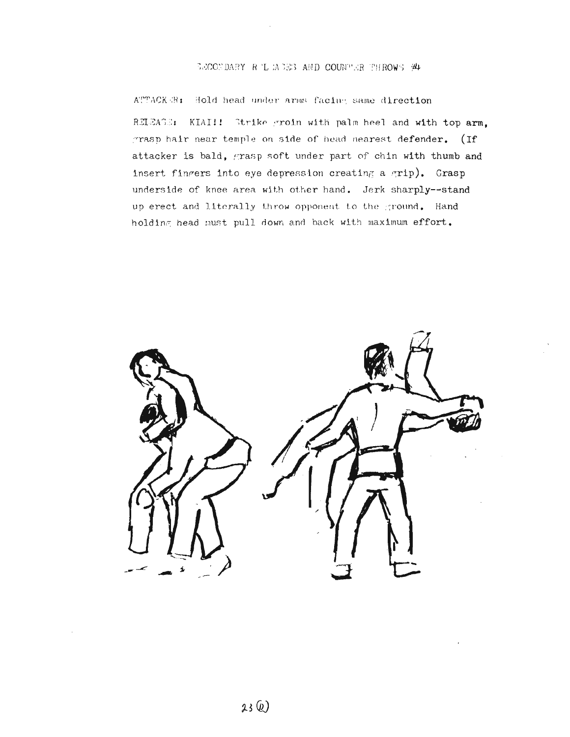SECONDARY RELEASES AND COUNTER THROWS #4

ATTACKER: Hold head under arms facing same direction

RELEASE: KIAI!! Strike groin with palm heel and with top arm, grasp hair near temple on side of head nearest defender. (If attacker is bald, grasp soft under part of chin with thumb and insert fingers into eye depression creating a grip). Grasp underside of knee area with other hand. Jerk sharply--stand up erect and literally throw opponent to the ground. Hand holding head must pull down and back with maximum effort.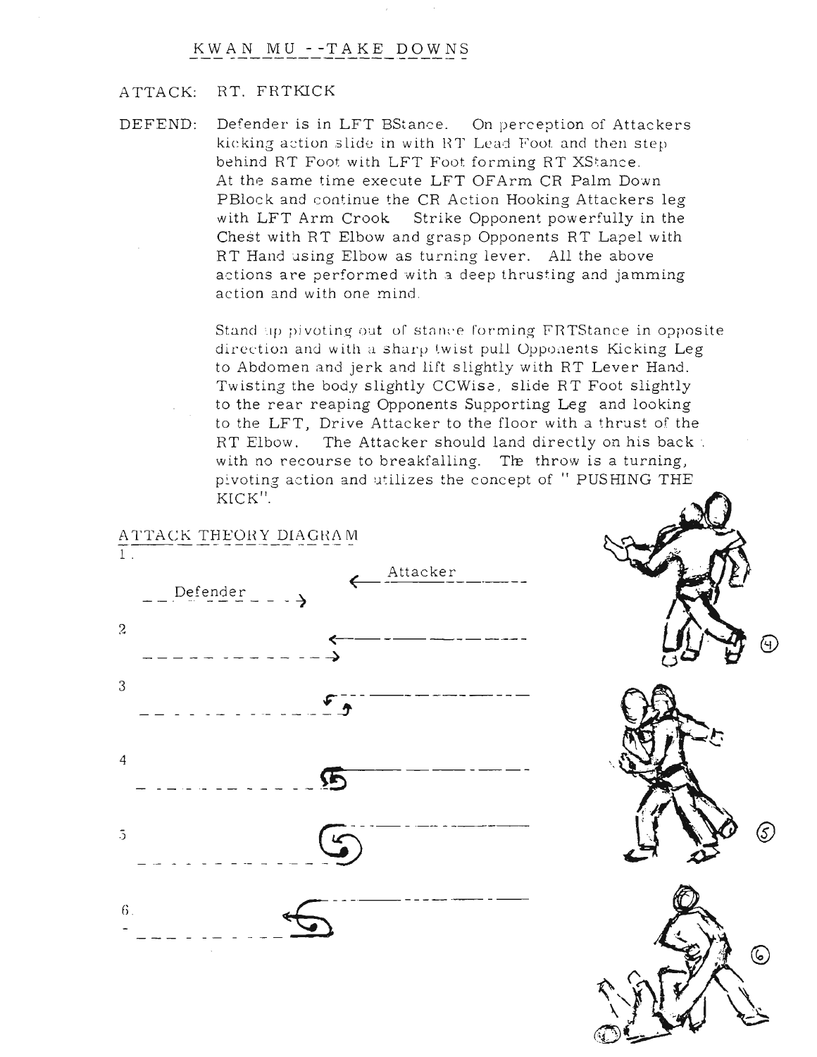## KWAN MU --TAKE DOWNS

ATTACK: RT. FRTKICK

DEFEND: Defender is in LFT BStance. On perception of Attackers kicking action slide in with RT Lead Foot and then step behind RT Foot with LFT Foot forming RT XStance. At the same time execute LFT OFArm CR Palm Down PBlock and continue the CR Action Hooking Attackers leg with LFT Arm Crook. Strike Opponent powerfully in the Chest with RT Elbow and grasp Opponents RT Lapel with RT Hand using Elbow as turning lever. All the above actions are performed with a deep thrusting and jamming action and with one mind.

Stand up pivoting out of stance forming FRTStance in opposite direction and with a sharp twist pull Opponents Kicking Leg to Abdomen and jerk and lift slightly with RT Lever Hand. Twisting the body slightly CCWise, slide RT Foot slightly to the rear reaping Opponents Supporting Leg and looking to the LFT, Drive Attacker to the floor with a thrust of the RT Elbow. The Attacker should land directly on his back with no recourse to breakfalling. The throw is a turning, pivoting action and utilizes the concept of " PUSHING THE KICK".

ATTACK THEORY DIAGRAM

1. Defender → ← Attacker

2.

3.

4.

5.

6.

④

⑤

⑥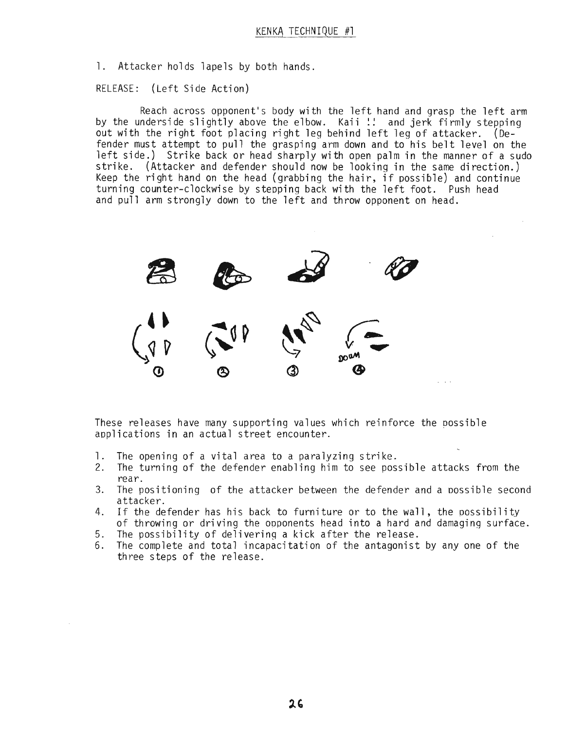## KENKA TECHNIQUE #1

1. Attacker holds lapels by both hands.

RELEASE: (Left Side Action)

Reach across opponent's body with the left hand and grasp the left arm by the underside slightly above the elbow. Kaii !! and jerk firmly stepping out with the right foot placing right leg behind left leg of attacker. (Defender must attempt to pull the grasping arm down and to his belt level on the left side.) Strike back or head sharply with open palm in the manner of a sudo strike. (Attacker and defender should now be looking in the same direction.) Keep the right hand on the head (grabbing the hair, if possible) and continue turning counter-clockwise by stepping back with the left foot. Push head and pull arm strongly down to the left and throw opponent on head.

These releases have many supporting values which reinforce the possible applications in an actual street encounter.

1. The opening of a vital area to a paralyzing strike.
2. The turning of the defender enabling him to see possible attacks from the rear.
3. The positioning of the attacker between the defender and a possible second attacker.
4. If the defender has his back to furniture or to the wall, the possibility of throwing or driving the opponents head into a hard and damaging surface.
5. The possibility of delivering a kick after the release.
6. The complete and total incapacitation of the antagonist by any one of the three steps of the release.